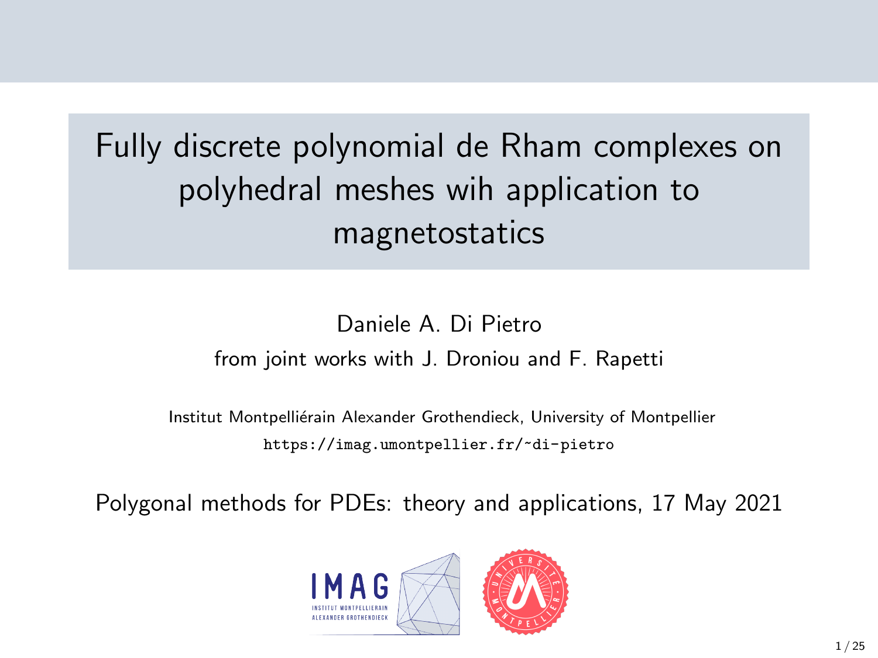# Fully discrete polynomial de Rham complexes on polyhedral meshes wih application to magnetostatics

Daniele A. Di Pietro

from joint works with J. Droniou and F. Rapetti

Institut Montpelliérain Alexander Grothendieck, University of Montpellier

https://imag.umontpellier.fr/~di-pietro

Polygonal methods for PDEs: theory and applications, 17 May 2021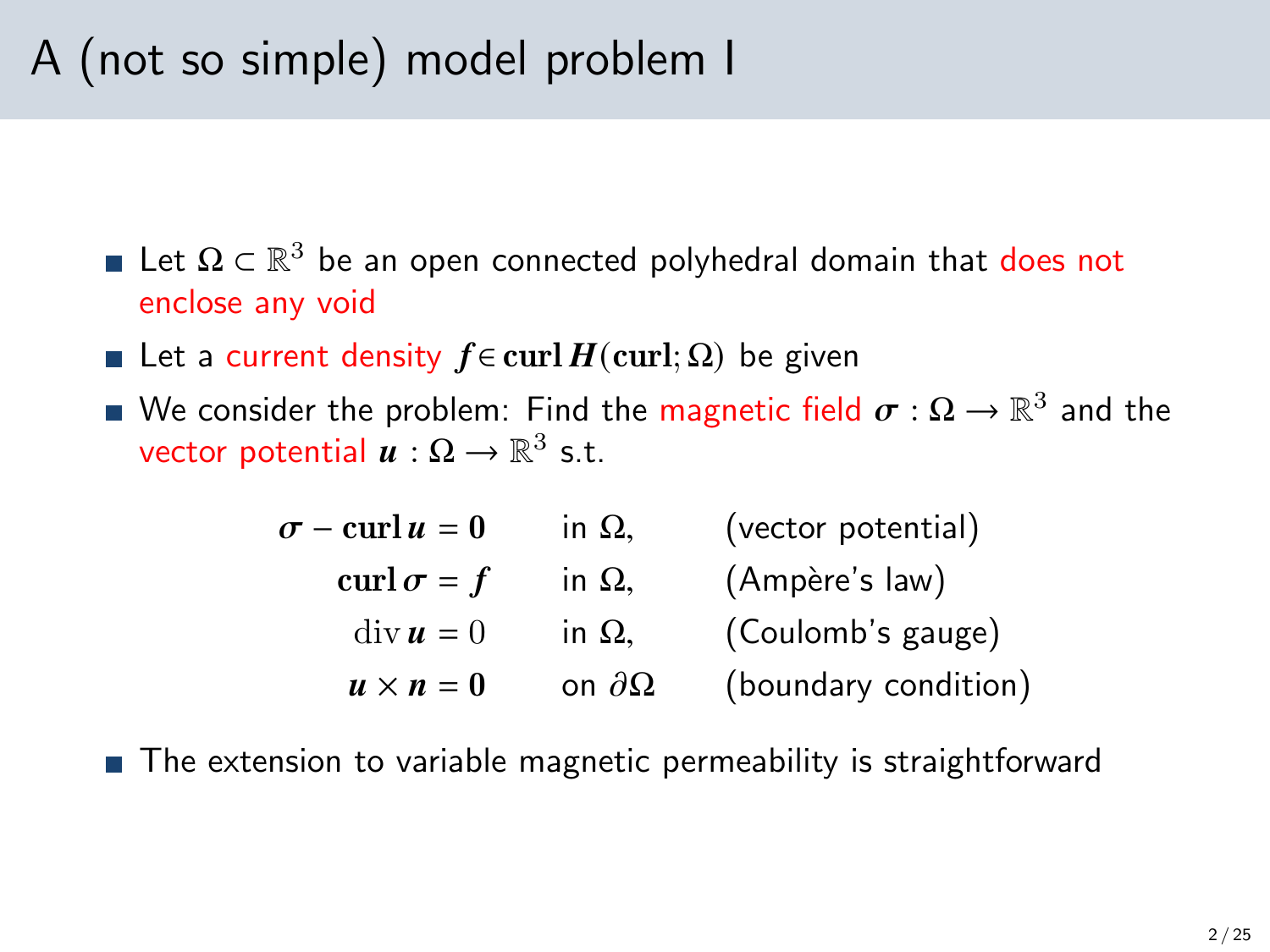# A (not so simple) model problem I

- Let $\Omega \subset \mathbb{R}^3$ be an open connected polyhedral domain that does not enclose any void
- Let a current density $\boldsymbol{f} \in \mathbf{curl}\,\boldsymbol{H}(\mathbf{curl};\Omega)$ be given
- We consider the problem: Find the magnetic field $\boldsymbol{\sigma} : \Omega \to \mathbb{R}^3$ and the vector potential $\boldsymbol{u} : \Omega \to \mathbb{R}^3$ s.t.

$$
\begin{aligned}
\boldsymbol{\sigma} - \mathbf{curl}\,\boldsymbol{u} &= \boldsymbol{0} && \text{in } \Omega, && \text{(vector potential)} \\
\mathbf{curl}\,\boldsymbol{\sigma} &= \boldsymbol{f} && \text{in } \Omega, && \text{(Ampère's law)} \\
\operatorname{div} \boldsymbol{u} &= 0 && \text{in } \Omega, && \text{(Coulomb's gauge)} \\
\boldsymbol{u} \times \boldsymbol{n} &= \boldsymbol{0} && \text{on } \partial\Omega && \text{(boundary condition)}
\end{aligned}
$$

- The extension to variable magnetic permeability is straightforward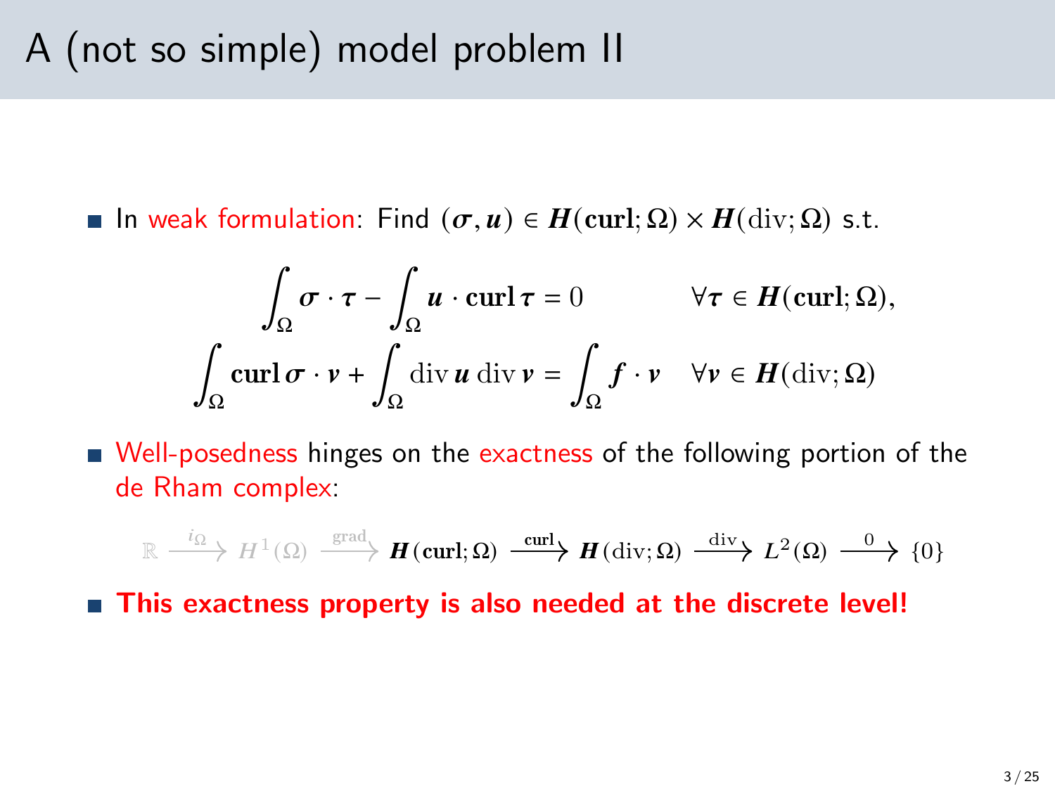# A (not so simple) model problem II

- In weak formulation: Find $(\boldsymbol{\sigma}, \boldsymbol{u}) \in \boldsymbol{H}(\mathbf{curl};\Omega) \times \boldsymbol{H}(\mathrm{div};\Omega)$ s.t.

$$
\begin{aligned}
\int_\Omega \boldsymbol{\sigma} \cdot \boldsymbol{\tau} - \int_\Omega \boldsymbol{u} \cdot \mathbf{curl}\, \boldsymbol{\tau} &= 0 && \forall \boldsymbol{\tau} \in \boldsymbol{H}(\mathbf{curl};\Omega), \\
\int_\Omega \mathbf{curl}\, \boldsymbol{\sigma} \cdot \boldsymbol{v} + \int_\Omega \mathrm{div}\, \boldsymbol{u}\, \mathrm{div}\, \boldsymbol{v} &= \int_\Omega \boldsymbol{f} \cdot \boldsymbol{v} && \forall \boldsymbol{v} \in \boldsymbol{H}(\mathrm{div};\Omega)
\end{aligned}
$$

- Well-posedness hinges on the exactness of the following portion of the de Rham complex:

$$
\mathbb{R} \xrightarrow{i_\Omega} H^1(\Omega) \xrightarrow{\mathbf{grad}} \boldsymbol{H}(\mathbf{curl};\Omega) \xrightarrow{\mathbf{curl}} \boldsymbol{H}(\mathrm{div};\Omega) \xrightarrow{\mathrm{div}} L^2(\Omega) \xrightarrow{0} \{0\}
$$

- **This exactness property is also needed at the discrete level!**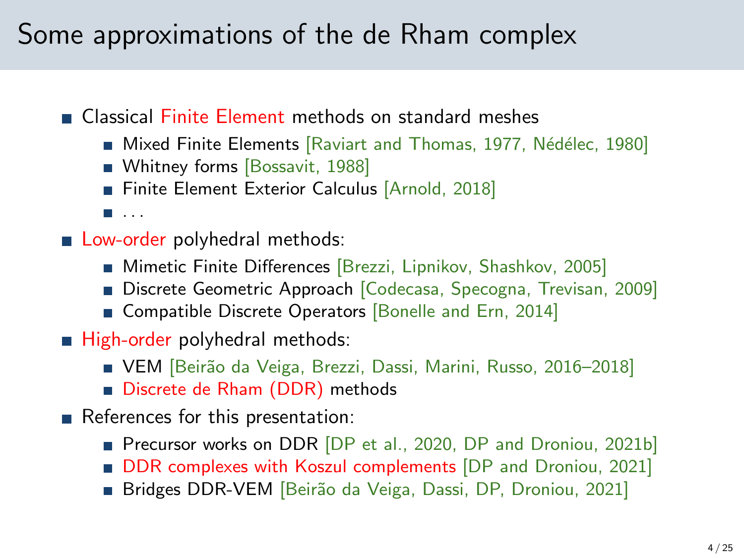# Some approximations of the de Rham complex

- Classical Finite Element methods on standard meshes
  - Mixed Finite Elements [Raviart and Thomas, 1977, Nédélec, 1980]
  - Whitney forms [Bossavit, 1988]
  - Finite Element Exterior Calculus [Arnold, 2018]
  - ...
- Low-order polyhedral methods:
  - Mimetic Finite Differences [Brezzi, Lipnikov, Shashkov, 2005]
  - Discrete Geometric Approach [Codecasa, Specogna, Trevisan, 2009]
  - Compatible Discrete Operators [Bonelle and Ern, 2014]
- High-order polyhedral methods:
  - VEM [Beirão da Veiga, Brezzi, Dassi, Marini, Russo, 2016–2018]
  - Discrete de Rham (DDR) methods
- References for this presentation:
  - Precursor works on DDR [DP et al., 2020, DP and Droniou, 2021b]
  - DDR complexes with Koszul complements [DP and Droniou, 2021]
  - Bridges DDR-VEM [Beirão da Veiga, Dassi, DP, Droniou, 2021]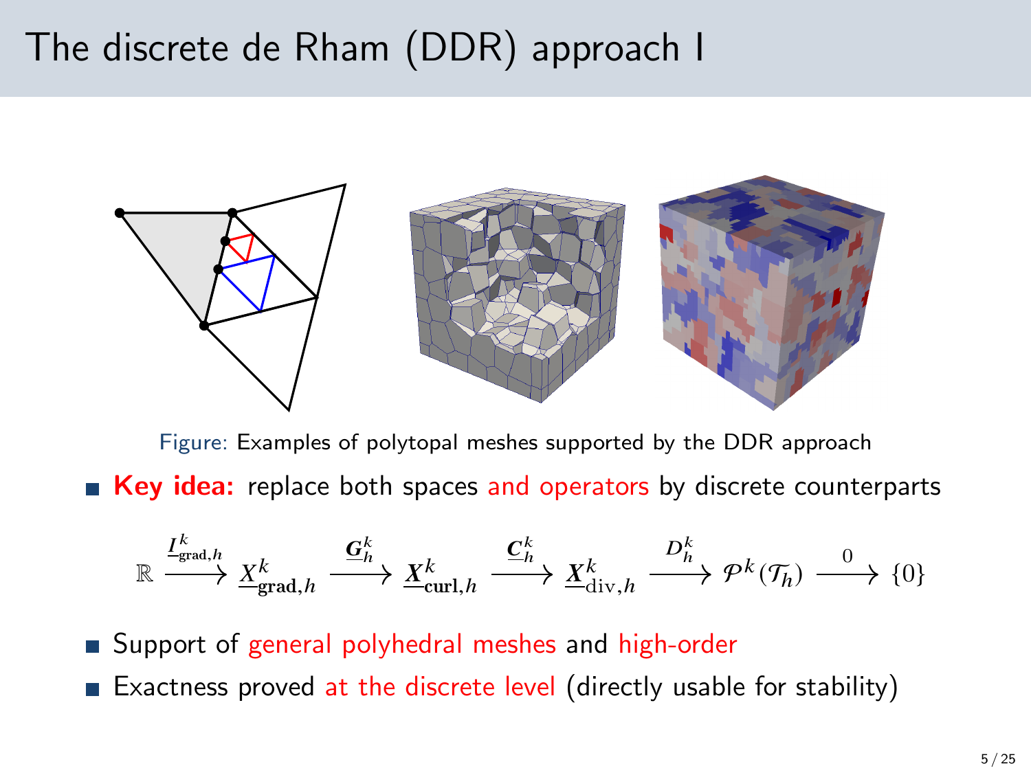# The discrete de Rham (DDR) approach I

Figure: Examples of polytopal meshes supported by the DDR approach

- **Key idea:** replace both spaces and operators by discrete counterparts

$$\mathbb{R} \xrightarrow{\underline{I}^k_{\mathrm{grad},h}} \underline{X}^k_{\mathbf{grad},h} \xrightarrow{\underline{\boldsymbol{G}}^k_h} \underline{\boldsymbol{X}}^k_{\mathbf{curl},h} \xrightarrow{\underline{\boldsymbol{C}}^k_h} \underline{\boldsymbol{X}}^k_{\mathrm{div},h} \xrightarrow{D^k_h} \mathcal{P}^k(\mathcal{T}_h) \xrightarrow{0} \{0\}$$

- Support of general polyhedral meshes and high-order
- Exactness proved at the discrete level (directly usable for stability)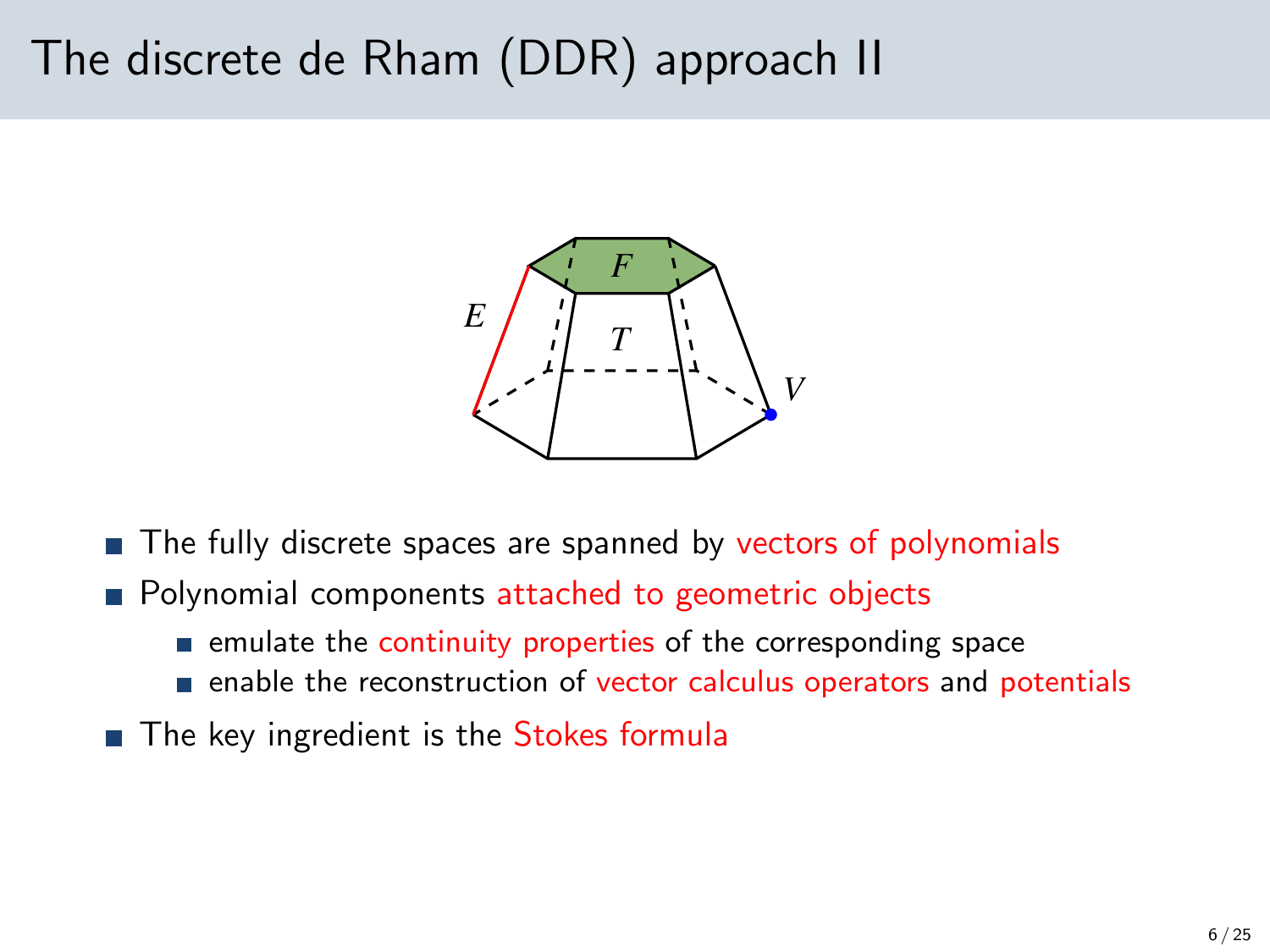# The discrete de Rham (DDR) approach II

- The fully discrete spaces are spanned by vectors of polynomials
- Polynomial components attached to geometric objects
  - emulate the continuity properties of the corresponding space
  - enable the reconstruction of vector calculus operators and potentials
- The key ingredient is the Stokes formula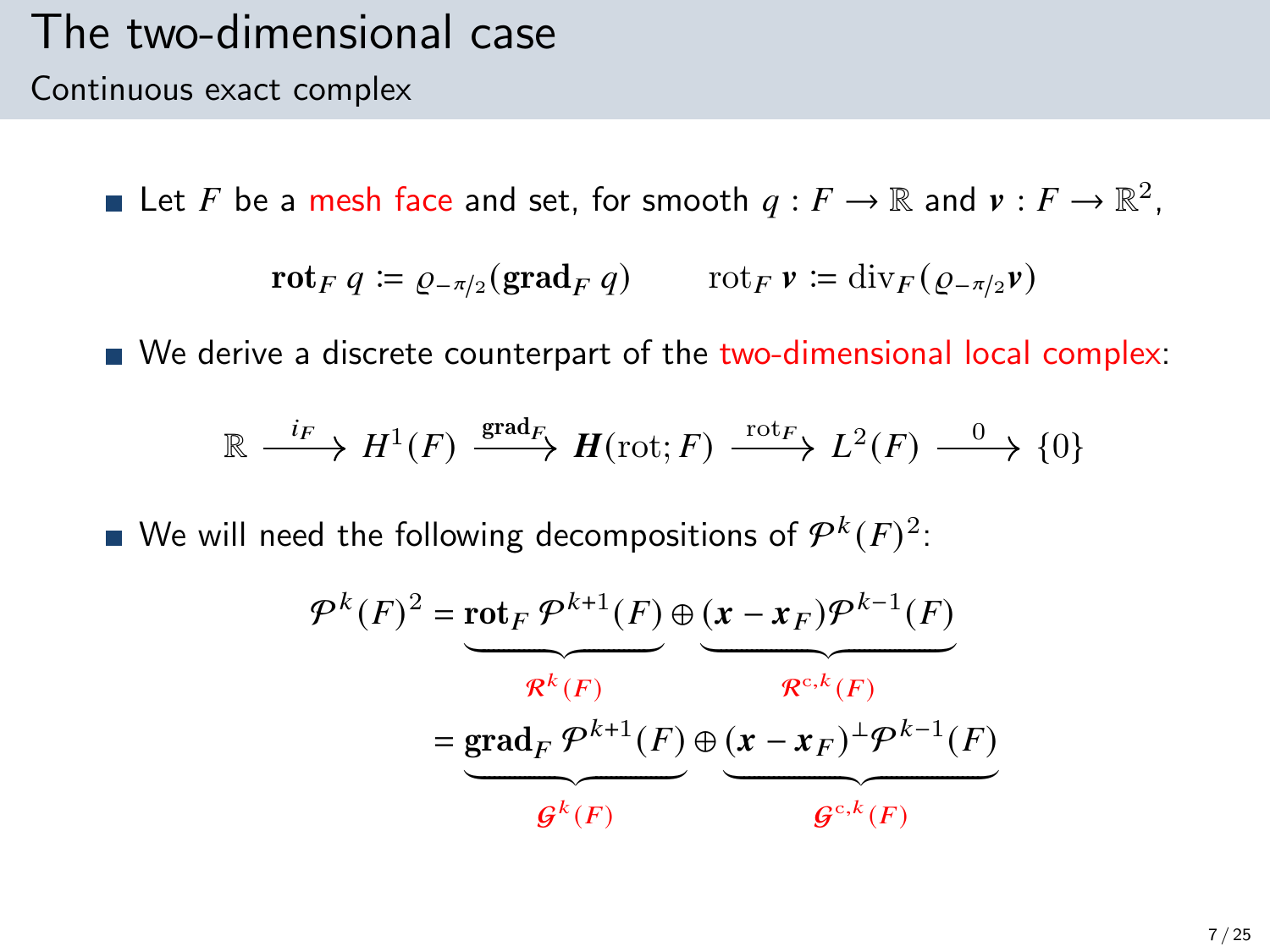# The two-dimensional case

## Continuous exact complex

- Let $F$ be a mesh face and set, for smooth $q : F \to \mathbb{R}$ and $\boldsymbol{v} : F \to \mathbb{R}^2$,

$$\mathbf{rot}_F\, q \coloneqq \varrho_{-\pi/2}(\mathbf{grad}_F\, q) \qquad \mathrm{rot}_F\, \boldsymbol{v} \coloneqq \mathrm{div}_F(\varrho_{-\pi/2}\boldsymbol{v})$$

- We derive a discrete counterpart of the two-dimensional local complex:

$$\mathbb{R} \xrightarrow{i_F} H^1(F) \xrightarrow{\mathbf{grad}_F} \boldsymbol{H}(\mathrm{rot}; F) \xrightarrow{\mathrm{rot}_F} L^2(F) \xrightarrow{0} \{0\}$$

- We will need the following decompositions of $\mathcal{P}^k(F)^2$:

$$\begin{aligned}
\mathcal{P}^k(F)^2 &= \underbrace{\mathbf{rot}_F\, \mathcal{P}^{k+1}(F)}_{\mathcal{R}^k(F)} \oplus \underbrace{(\boldsymbol{x} - \boldsymbol{x}_F)\mathcal{P}^{k-1}(F)}_{\mathcal{R}^{\mathrm{c},k}(F)} \\
&= \underbrace{\mathbf{grad}_F\, \mathcal{P}^{k+1}(F)}_{\mathcal{G}^k(F)} \oplus \underbrace{(\boldsymbol{x} - \boldsymbol{x}_F)^{\perp}\mathcal{P}^{k-1}(F)}_{\mathcal{G}^{\mathrm{c},k}(F)}
\end{aligned}$$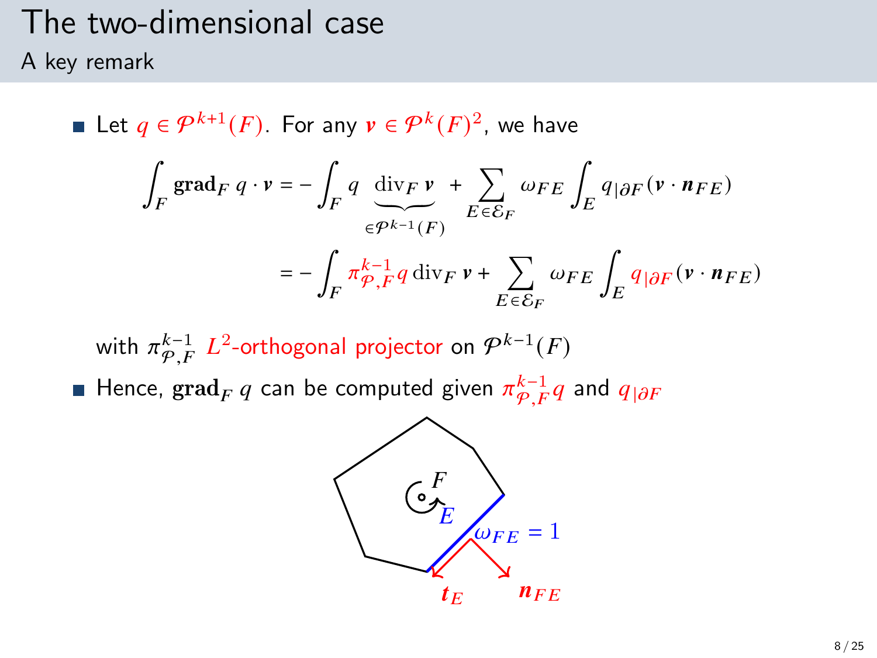# The two-dimensional case

## A key remark

- Let $q \in \mathcal{P}^{k+1}(F)$. For any $\boldsymbol{v} \in \mathcal{P}^k(F)^2$, we have

$$\int_F \mathbf{grad}_F\, q \cdot \boldsymbol{v} = -\int_F q \underbrace{\operatorname{div}_F \boldsymbol{v}}_{\in \mathcal{P}^{k-1}(F)} + \sum_{E \in \mathcal{E}_F} \omega_{FE} \int_E q_{|\partial F} (\boldsymbol{v} \cdot \boldsymbol{n}_{FE})$$

$$= -\int_F \pi_{\mathcal{P},F}^{k-1} q \operatorname{div}_F \boldsymbol{v} + \sum_{E \in \mathcal{E}_F} \omega_{FE} \int_E q_{|\partial F} (\boldsymbol{v} \cdot \boldsymbol{n}_{FE})$$

  with $\pi_{\mathcal{P},F}^{k-1}$ $L^2$-orthogonal projector on $\mathcal{P}^{k-1}(F)$

- Hence, $\mathbf{grad}_F\, q$ can be computed given $\pi_{\mathcal{P},F}^{k-1} q$ and $q_{|\partial F}$

$F$, $E$, $\omega_{FE} = 1$, $\boldsymbol{t}_E$, $\boldsymbol{n}_{FE}$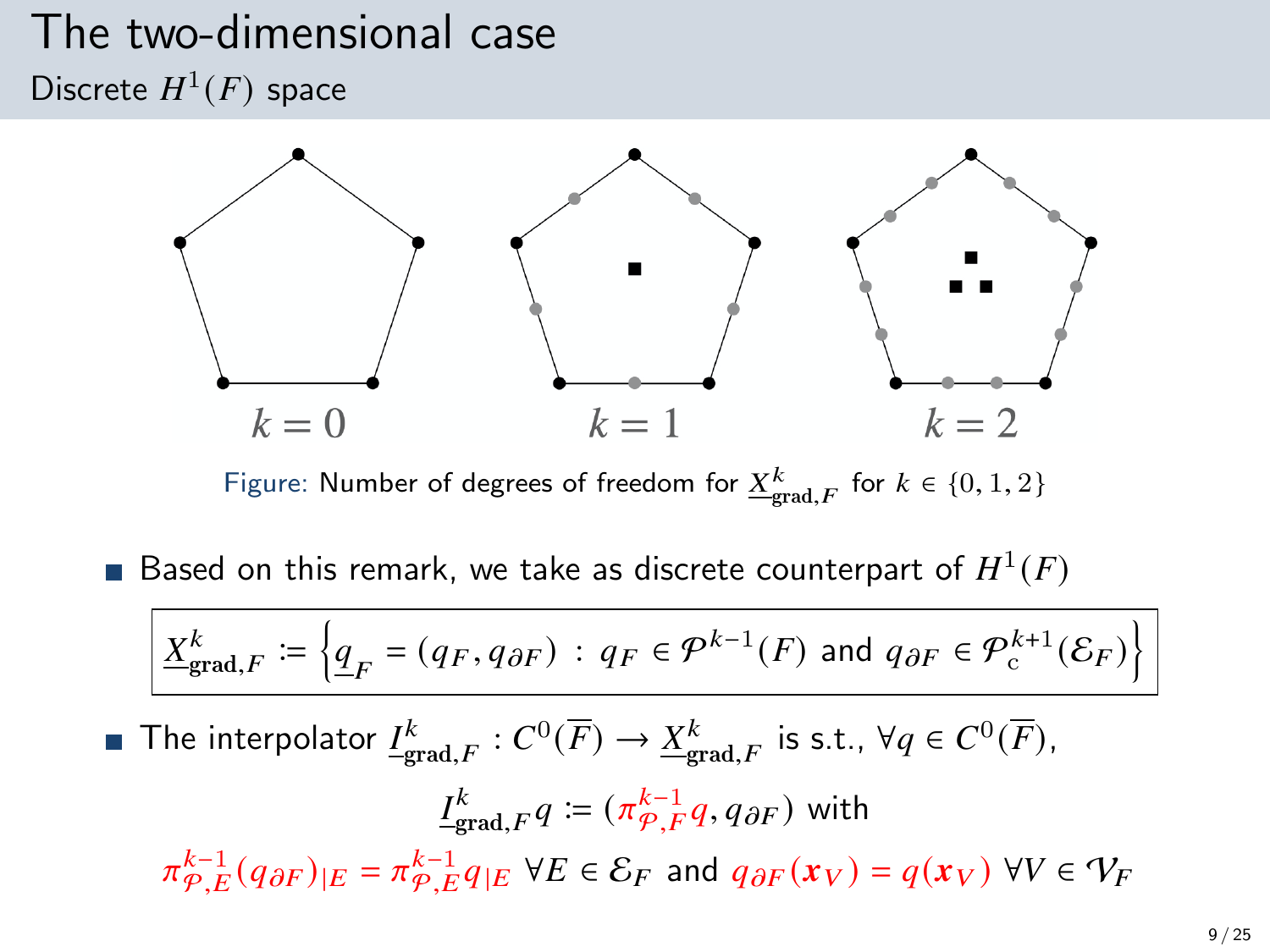# The two-dimensional case

## Discrete $H^1(F)$ space

$k = 0$ $k = 1$ $k = 2$

Figure: Number of degrees of freedom for $\underline{X}^k_{\mathbf{grad},F}$ for $k \in \{0, 1, 2\}$

- Based on this remark, we take as discrete counterpart of $H^1(F)$

$$\underline{X}^k_{\mathbf{grad},F} := \left\{ \underline{q}_F = (q_F, q_{\partial F}) \, : \, q_F \in \mathcal{P}^{k-1}(F) \text{ and } q_{\partial F} \in \mathcal{P}^{k+1}_{\mathrm{c}}(\mathcal{E}_F) \right\}$$

- The interpolator $\underline{I}^k_{\mathbf{grad},F} : C^0(\overline{F}) \to \underline{X}^k_{\mathbf{grad},F}$ is s.t., $\forall q \in C^0(\overline{F})$,

$$\underline{I}^k_{\mathbf{grad},F} q := (\pi^{k-1}_{\mathcal{P},F} q, q_{\partial F}) \text{ with}$$

$$\pi^{k-1}_{\mathcal{P},E} (q_{\partial F})_{|E} = \pi^{k-1}_{\mathcal{P},E} q_{|E} \ \forall E \in \mathcal{E}_F \text{ and } q_{\partial F}(\boldsymbol{x}_V) = q(\boldsymbol{x}_V) \ \forall V \in \mathcal{V}_F$$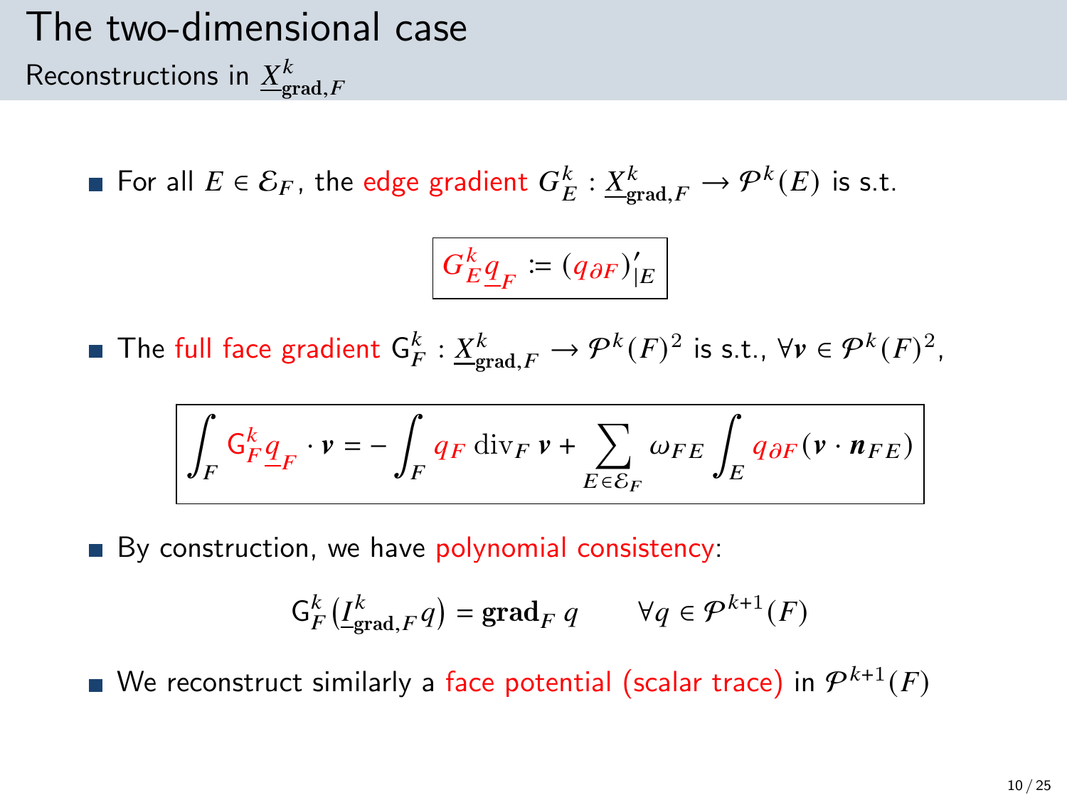# The two-dimensional case

## Reconstructions in $\underline{X}^k_{\mathbf{grad},F}$

- For all $E \in \mathcal{E}_F$, the edge gradient $G^k_E : \underline{X}^k_{\mathbf{grad},F} \to \mathcal{P}^k(E)$ is s.t.

$$\boxed{G^k_E \underline{q}_F \coloneqq (q_{\partial F})'_{|E}}$$

- The full face gradient $\mathsf{G}^k_F : \underline{X}^k_{\mathbf{grad},F} \to \mathcal{P}^k(F)^2$ is s.t., $\forall \boldsymbol{v} \in \mathcal{P}^k(F)^2$,

$$\boxed{\int_F \mathsf{G}^k_F \underline{q}_F \cdot \boldsymbol{v} = -\int_F q_F \operatorname{div}_F \boldsymbol{v} + \sum_{E \in \mathcal{E}_F} \omega_{FE} \int_E q_{\partial F} (\boldsymbol{v} \cdot \boldsymbol{n}_{FE})}$$

- By construction, we have polynomial consistency:

$$\mathsf{G}^k_F \big(\underline{I}^k_{\mathbf{grad},F} q\big) = \mathbf{grad}_F\, q \qquad \forall q \in \mathcal{P}^{k+1}(F)$$

- We reconstruct similarly a face potential (scalar trace) in $\mathcal{P}^{k+1}(F)$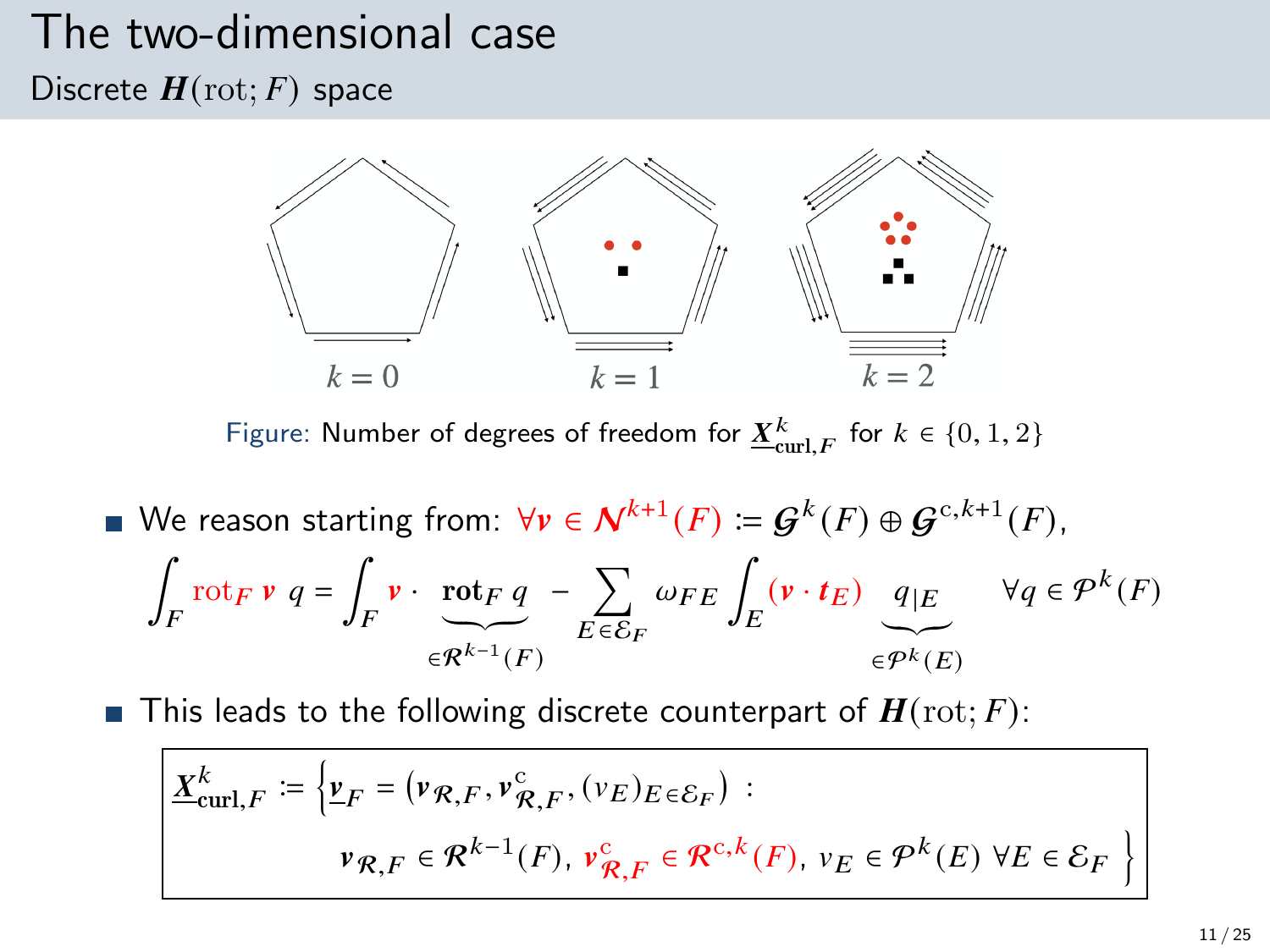# The two-dimensional case

## Discrete $\boldsymbol{H}(\mathrm{rot}; F)$ space

$k = 0$ $\qquad$ $k = 1$ $\qquad$ $k = 2$

Figure: Number of degrees of freedom for $\underline{\boldsymbol{X}}^k_{\mathbf{curl},F}$ for $k \in \{0, 1, 2\}$

- We reason starting from: $\forall \boldsymbol{v} \in \boldsymbol{\mathcal{N}}^{k+1}(F) := \boldsymbol{\mathcal{G}}^k(F) \oplus \boldsymbol{\mathcal{G}}^{\mathrm{c},k+1}(F)$,

$$\int_F \mathrm{rot}_F\, \boldsymbol{v}\; q = \int_F \boldsymbol{v} \cdot \underbrace{\mathbf{rot}_F\, q}_{\in \boldsymbol{\mathcal{R}}^{k-1}(F)} - \sum_{E \in \mathcal{E}_F} \omega_{FE} \int_E (\boldsymbol{v} \cdot \boldsymbol{t}_E)\, \underbrace{q_{|E}}_{\in \mathcal{P}^k(E)} \quad \forall q \in \mathcal{P}^k(F)$$

- This leads to the following discrete counterpart of $\boldsymbol{H}(\mathrm{rot}; F)$:

$$\underline{\boldsymbol{X}}^k_{\mathbf{curl},F} := \Big\{ \underline{\boldsymbol{v}}_F = \big( \boldsymbol{v}_{\boldsymbol{\mathcal{R}},F}, \boldsymbol{v}^{\mathrm{c}}_{\boldsymbol{\mathcal{R}},F}, (v_E)_{E \in \mathcal{E}_F} \big) : \boldsymbol{v}_{\boldsymbol{\mathcal{R}},F} \in \boldsymbol{\mathcal{R}}^{k-1}(F),\ \boldsymbol{v}^{\mathrm{c}}_{\boldsymbol{\mathcal{R}},F} \in \boldsymbol{\mathcal{R}}^{\mathrm{c},k}(F),\ v_E \in \mathcal{P}^k(E)\ \forall E \in \mathcal{E}_F \Big\}$$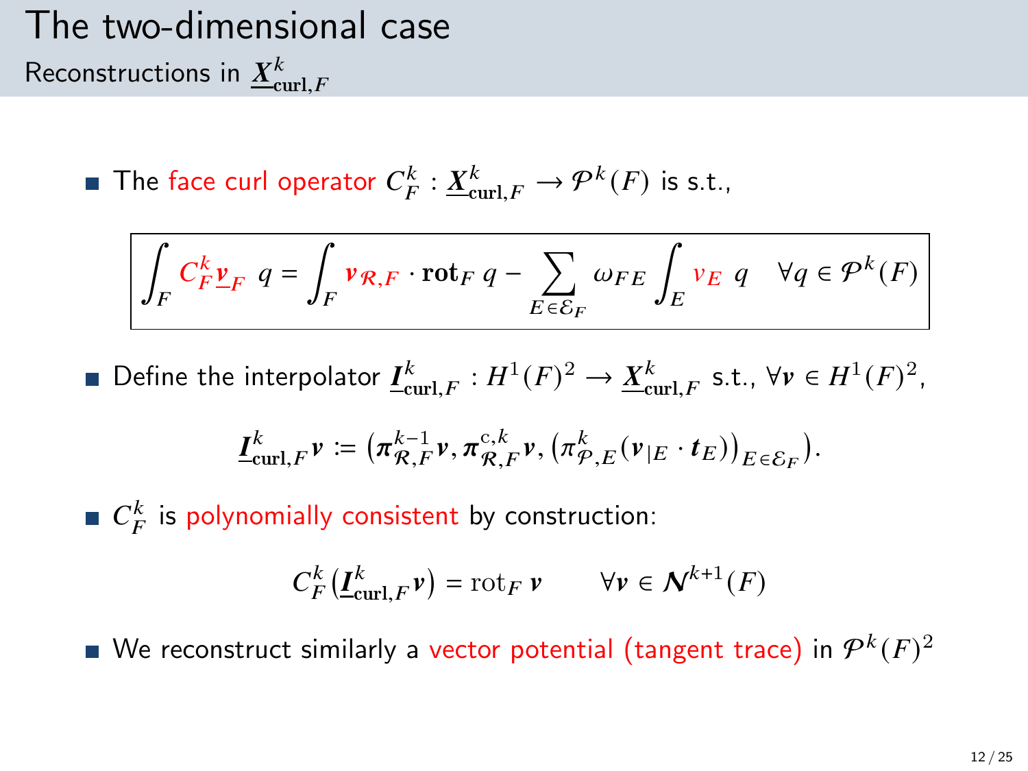# The two-dimensional case

## Reconstructions in $\underline{\boldsymbol{X}}^k_{\mathbf{curl},F}$

- The face curl operator $C^k_F : \underline{\boldsymbol{X}}^k_{\mathbf{curl},F} \to \mathcal{P}^k(F)$ is s.t.,

$$\boxed{\int_F C^k_F \underline{\boldsymbol{v}}_F \; q = \int_F \boldsymbol{v}_{\mathcal{R},F} \cdot \mathbf{rot}_F \, q - \sum_{E \in \mathcal{E}_F} \omega_{FE} \int_E v_E \; q \quad \forall q \in \mathcal{P}^k(F)}$$

- Define the interpolator $\underline{\boldsymbol{I}}^k_{\mathbf{curl},F} : H^1(F)^2 \to \underline{\boldsymbol{X}}^k_{\mathbf{curl},F}$ s.t., $\forall \boldsymbol{v} \in H^1(F)^2$,

$$\underline{\boldsymbol{I}}^k_{\mathbf{curl},F} \boldsymbol{v} \coloneqq \left( \boldsymbol{\pi}^{k-1}_{\mathcal{R},F} \boldsymbol{v}, \boldsymbol{\pi}^{\mathrm{c},k}_{\mathcal{R},F} \boldsymbol{v}, \left( \pi^k_{\mathcal{P},E} (\boldsymbol{v}_{|E} \cdot \boldsymbol{t}_E) \right)_{E \in \mathcal{E}_F} \right).$$

- $C^k_F$ is polynomially consistent by construction:

$$C^k_F \left( \underline{\boldsymbol{I}}^k_{\mathbf{curl},F} \boldsymbol{v} \right) = \mathrm{rot}_F \, \boldsymbol{v} \qquad \forall \boldsymbol{v} \in \boldsymbol{\mathcal{N}}^{k+1}(F)$$

- We reconstruct similarly a vector potential (tangent trace) in $\mathcal{P}^k(F)^2$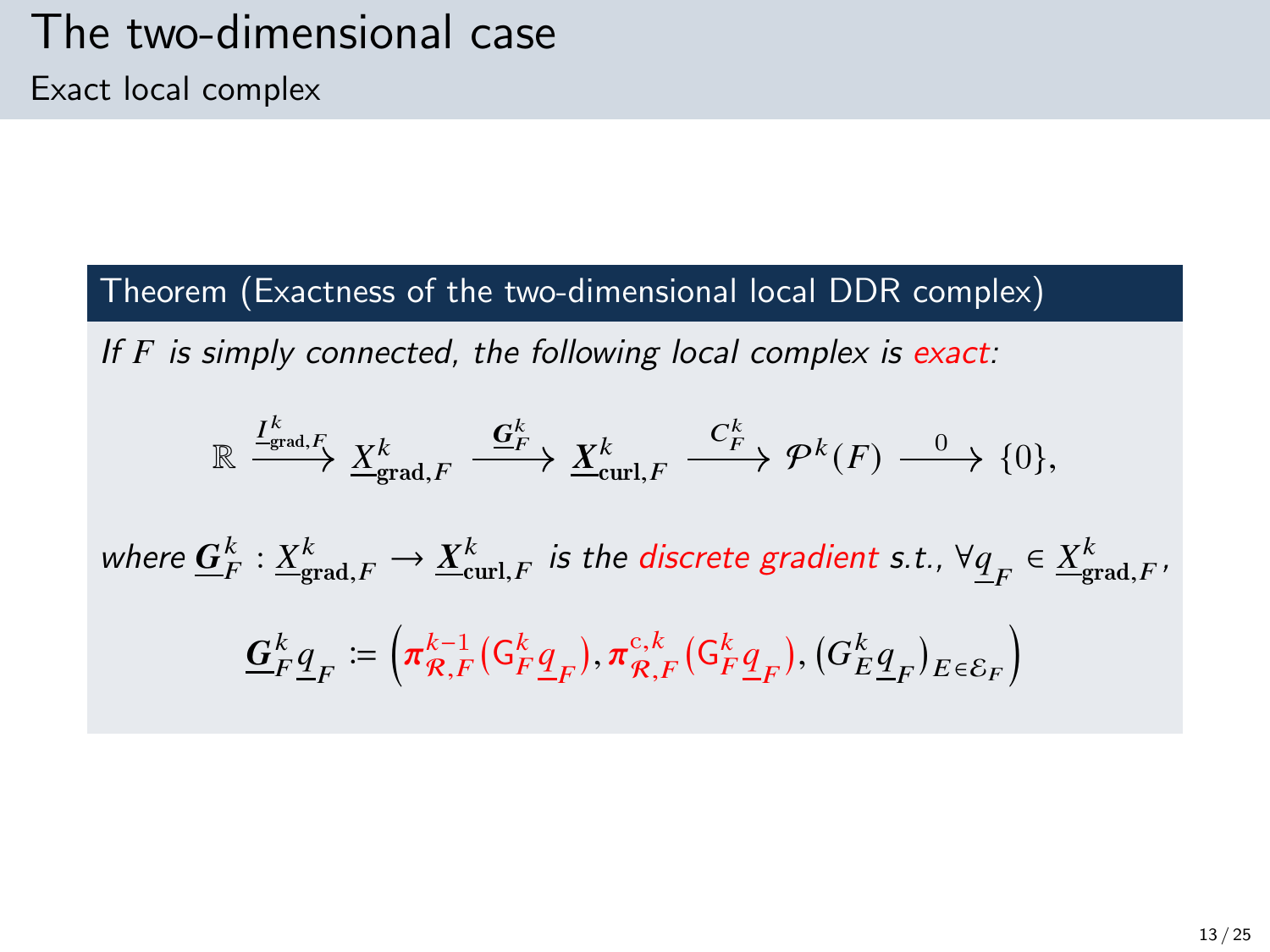# The two-dimensional case

## Exact local complex

**Theorem (Exactness of the two-dimensional local DDR complex)**

*If $F$ is simply connected, the following local complex is exact:*

$$\mathbb{R} \xrightarrow{\underline{I}^k_{\mathrm{grad},F}} \underline{X}^k_{\mathbf{grad},F} \xrightarrow{\underline{\boldsymbol{G}}^k_F} \underline{\boldsymbol{X}}^k_{\mathbf{curl},F} \xrightarrow{C^k_F} \mathcal{P}^k(F) \xrightarrow{0} \{0\},$$

*where $\underline{\boldsymbol{G}}^k_F : \underline{X}^k_{\mathbf{grad},F} \to \underline{\boldsymbol{X}}^k_{\mathbf{curl},F}$ is the discrete gradient s.t., $\forall \underline{q}_F \in \underline{X}^k_{\mathbf{grad},F}$,*

$$\underline{\boldsymbol{G}}^k_F \underline{q}_F := \left( \boldsymbol{\pi}^{k-1}_{\mathcal{R},F}(\mathsf{G}^k_F \underline{q}_F), \boldsymbol{\pi}^{\mathrm{c},k}_{\mathcal{R},F}(\mathsf{G}^k_F \underline{q}_F), (G^k_E \underline{q}_F)_{E \in \mathcal{E}_F} \right)$$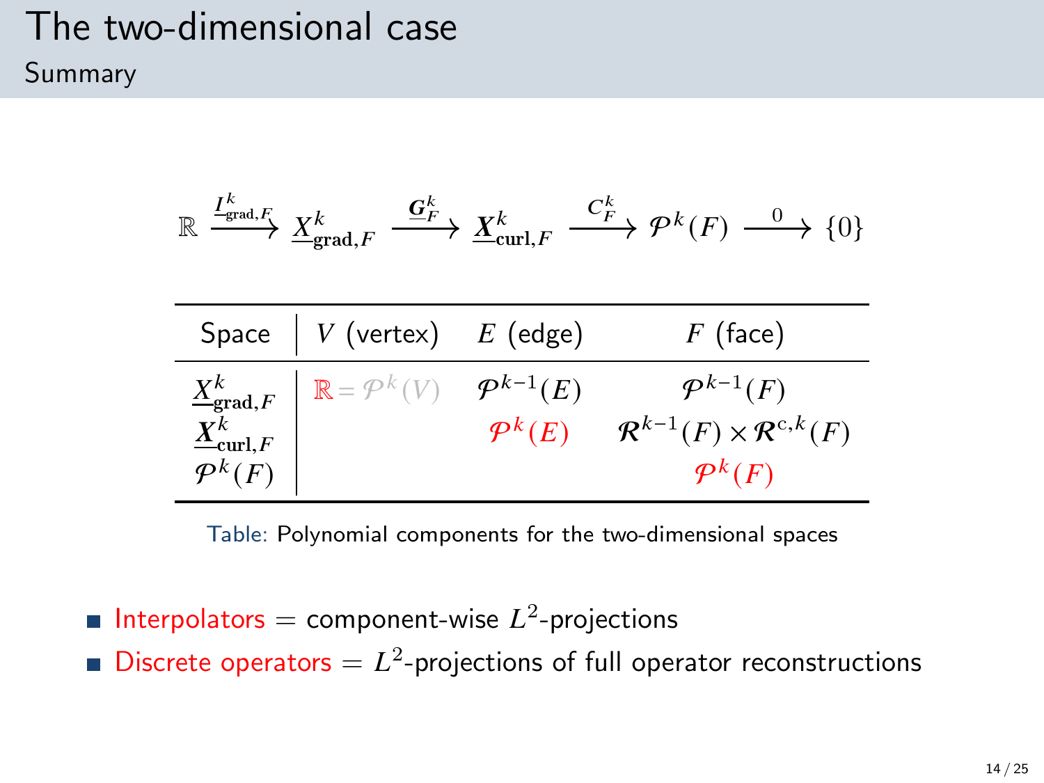# The two-dimensional case

## Summary

$$\mathbb{R} \xrightarrow{\underline{I}^k_{\mathbf{grad},F}} \underline{X}^k_{\mathbf{grad},F} \xrightarrow{\underline{\boldsymbol{G}}^k_F} \underline{\boldsymbol{X}}^k_{\mathbf{curl},F} \xrightarrow{C^k_F} \mathcal{P}^k(F) \xrightarrow{0} \{0\}$$

| Space | $V$ (vertex) | $E$ (edge) | $F$ (face) |
|---|---|---|---|
| $\underline{X}^k_{\mathbf{grad},F}$ | $\mathbb{R} = \mathcal{P}^k(V)$ | $\mathcal{P}^{k-1}(E)$ | $\mathcal{P}^{k-1}(F)$ |
| $\underline{\boldsymbol{X}}^k_{\mathbf{curl},F}$ | | $\mathcal{P}^k(E)$ | $\boldsymbol{\mathcal{R}}^{k-1}(F) \times \boldsymbol{\mathcal{R}}^{\mathrm{c},k}(F)$ |
| $\mathcal{P}^k(F)$ | | | $\mathcal{P}^k(F)$ |

Table: Polynomial components for the two-dimensional spaces

- Interpolators = component-wise $L^2$-projections
- Discrete operators = $L^2$-projections of full operator reconstructions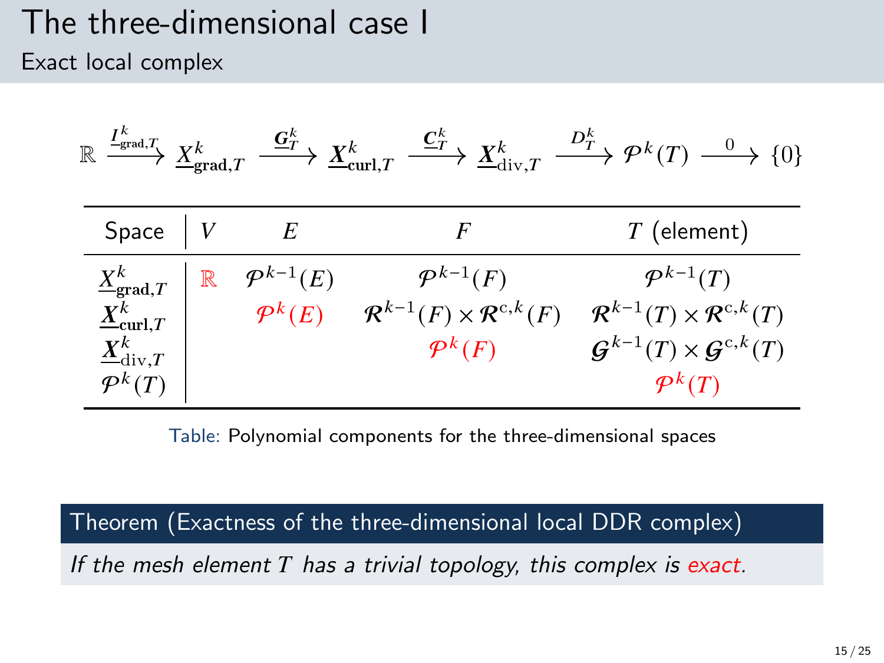# The three-dimensional case I

## Exact local complex

$$\mathbb{R} \xrightarrow{\underline{I}^k_{\mathbf{grad},T}} \underline{X}^k_{\mathbf{grad},T} \xrightarrow{\underline{\boldsymbol{G}}^k_T} \underline{\boldsymbol{X}}^k_{\mathbf{curl},T} \xrightarrow{\underline{\boldsymbol{C}}^k_T} \underline{\boldsymbol{X}}^k_{\mathrm{div},T} \xrightarrow{D^k_T} \mathcal{P}^k(T) \xrightarrow{0} \{0\}$$

| Space | $V$ | $E$ | $F$ | $T$ (element) |
|---|---|---|---|---|
| $\underline{X}^k_{\mathbf{grad},T}$ | $\mathbb{R}$ | $\mathcal{P}^{k-1}(E)$ | $\mathcal{P}^{k-1}(F)$ | $\mathcal{P}^{k-1}(T)$ |
| $\underline{\boldsymbol{X}}^k_{\mathbf{curl},T}$ | | $\mathcal{P}^k(E)$ | $\boldsymbol{\mathcal{R}}^{k-1}(F) \times \boldsymbol{\mathcal{R}}^{\mathrm{c},k}(F)$ | $\boldsymbol{\mathcal{R}}^{k-1}(T) \times \boldsymbol{\mathcal{R}}^{\mathrm{c},k}(T)$ |
| $\underline{\boldsymbol{X}}^k_{\mathrm{div},T}$ | | | $\mathcal{P}^k(F)$ | $\boldsymbol{\mathcal{G}}^{k-1}(T) \times \boldsymbol{\mathcal{G}}^{\mathrm{c},k}(T)$ |
| $\mathcal{P}^k(T)$ | | | | $\mathcal{P}^k(T)$ |

Table: Polynomial components for the three-dimensional spaces

**Theorem (Exactness of the three-dimensional local DDR complex)**

*If the mesh element $T$ has a trivial topology, this complex is exact.*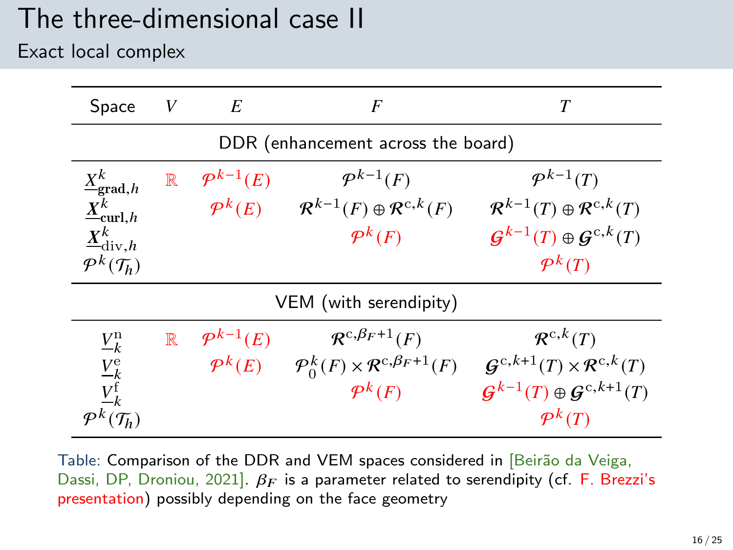# The three-dimensional case II

## Exact local complex

| Space | $V$ | $E$ | $F$ | $T$ |
|---|---|---|---|---|
| DDR (enhancement across the board) | | | | |
| $\underline{X}^k_{\mathbf{grad},h}$ | $\mathbb{R}$ | $\mathcal{P}^{k-1}(E)$ | $\mathcal{P}^{k-1}(F)$ | $\mathcal{P}^{k-1}(T)$ |
| $\underline{\boldsymbol{X}}^k_{\mathbf{curl},h}$ | | $\mathcal{P}^k(E)$ | $\mathcal{R}^{k-1}(F) \oplus \mathcal{R}^{\mathrm{c},k}(F)$ | $\mathcal{R}^{k-1}(T) \oplus \mathcal{R}^{\mathrm{c},k}(T)$ |
| $\underline{\boldsymbol{X}}^k_{\mathrm{div},h}$ | | | $\mathcal{P}^k(F)$ | $\mathcal{G}^{k-1}(T) \oplus \mathcal{G}^{\mathrm{c},k}(T)$ |
| $\mathcal{P}^k(\mathcal{T}_h)$ | | | | $\mathcal{P}^k(T)$ |
| VEM (with serendipity) | | | | |
| $\underline{V}^{\mathrm{n}}_k$ | $\mathbb{R}$ | $\mathcal{P}^{k-1}(E)$ | $\mathcal{R}^{\mathrm{c},\beta_F+1}(F)$ | $\mathcal{R}^{\mathrm{c},k}(T)$ |
| $\underline{V}^{\mathrm{e}}_k$ | | $\mathcal{P}^k(E)$ | $\mathcal{P}^k_0(F) \times \mathcal{R}^{\mathrm{c},\beta_F+1}(F)$ | $\mathcal{G}^{\mathrm{c},k+1}(T) \times \mathcal{R}^{\mathrm{c},k}(T)$ |
| $\underline{V}^{\mathrm{f}}_k$ | | | $\mathcal{P}^k(F)$ | $\mathcal{G}^{k-1}(T) \oplus \mathcal{G}^{\mathrm{c},k+1}(T)$ |
| $\mathcal{P}^k(\mathcal{T}_h)$ | | | | $\mathcal{P}^k(T)$ |

Table: Comparison of the DDR and VEM spaces considered in [Beirão da Veiga, Dassi, DP, Droniou, 2021]. $\beta_F$ is a parameter related to serendipity (cf. F. Brezzi's presentation) possibly depending on the face geometry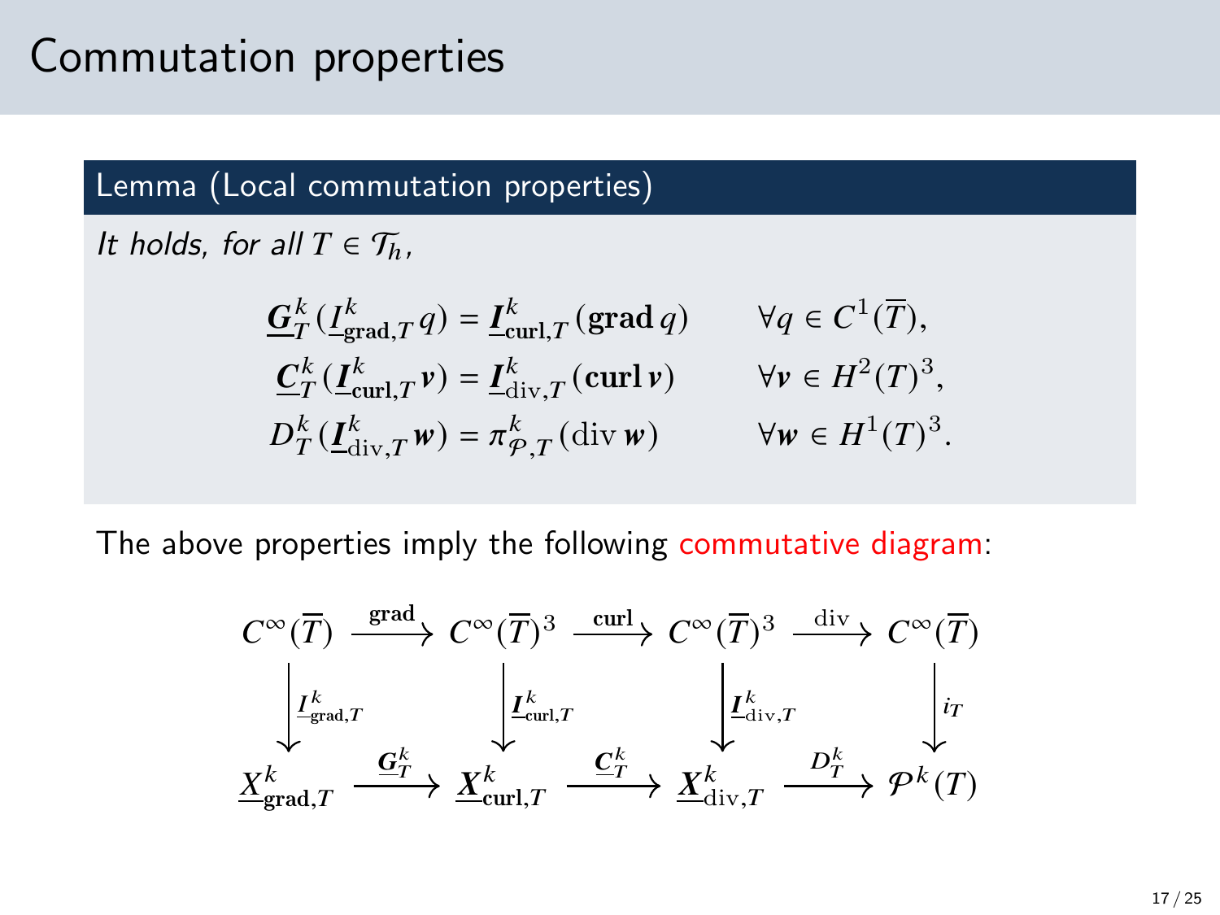# Commutation properties

**Lemma (Local commutation properties)**

*It holds, for all $T \in \mathcal{T}_h$,*

$$
\begin{aligned}
\underline{\boldsymbol{G}}_T^k(\underline{I}_{\mathbf{grad},T}^k q) &= \underline{\boldsymbol{I}}_{\mathbf{curl},T}^k(\mathbf{grad}\, q) && \forall q \in C^1(\overline{T}),\\
\underline{\boldsymbol{C}}_T^k(\underline{\boldsymbol{I}}_{\mathbf{curl},T}^k \boldsymbol{v}) &= \underline{\boldsymbol{I}}_{\mathrm{div},T}^k(\mathbf{curl}\, \boldsymbol{v}) && \forall \boldsymbol{v} \in H^2(T)^3,\\
D_T^k(\underline{\boldsymbol{I}}_{\mathrm{div},T}^k \boldsymbol{w}) &= \pi_{\mathcal{P},T}^k(\mathrm{div}\, \boldsymbol{w}) && \forall \boldsymbol{w} \in H^1(T)^3.
\end{aligned}
$$

The above properties imply the following commutative diagram:

$$
\begin{array}{ccccccc}
C^\infty(\overline{T}) & \xrightarrow{\mathbf{grad}} & C^\infty(\overline{T})^3 & \xrightarrow{\mathbf{curl}} & C^\infty(\overline{T})^3 & \xrightarrow{\mathrm{div}} & C^\infty(\overline{T})\\
\Big\downarrow \underline{I}_{\mathbf{grad},T}^k & & \Big\downarrow \underline{\boldsymbol{I}}_{\mathbf{curl},T}^k & & \Big\downarrow \underline{\boldsymbol{I}}_{\mathrm{div},T}^k & & \Big\downarrow i_T\\
\underline{X}_{\mathbf{grad},T}^k & \xrightarrow{\underline{\boldsymbol{G}}_T^k} & \underline{\boldsymbol{X}}_{\mathbf{curl},T}^k & \xrightarrow{\underline{\boldsymbol{C}}_T^k} & \underline{\boldsymbol{X}}_{\mathrm{div},T}^k & \xrightarrow{D_T^k} & \mathcal{P}^k(T)
\end{array}
$$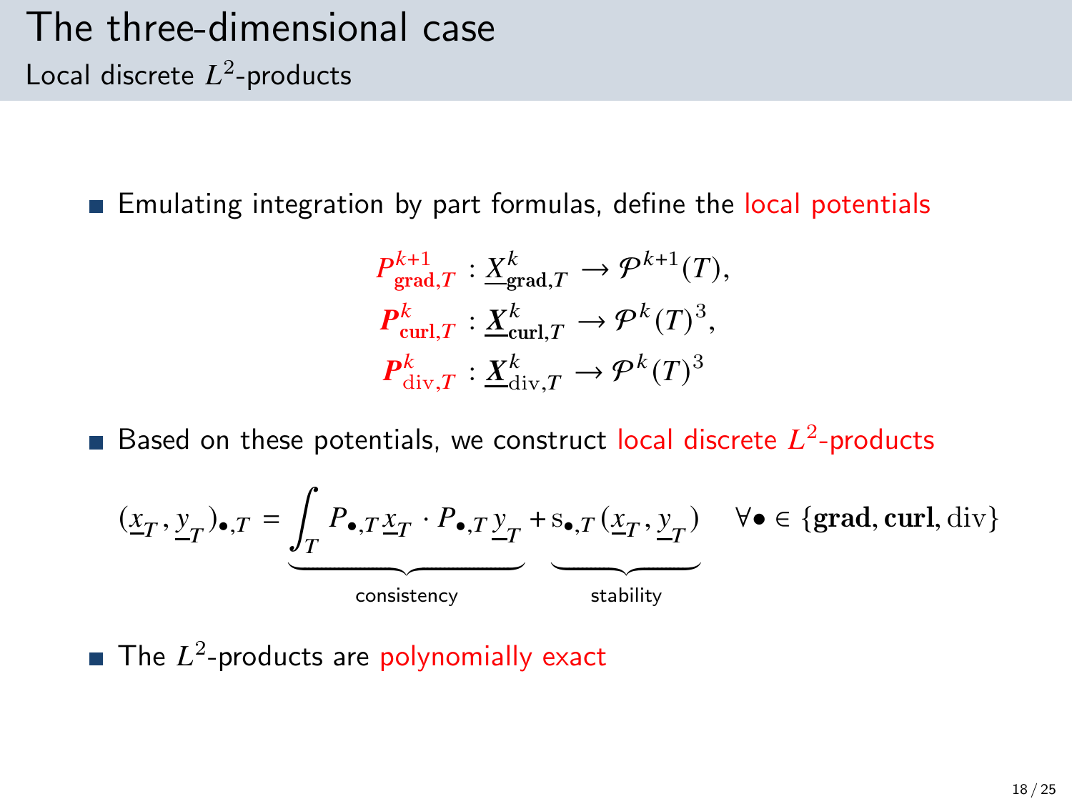# The three-dimensional case

## Local discrete $L^2$-products

- Emulating integration by part formulas, define the local potentials

$$
\begin{aligned}
P^{k+1}_{\mathbf{grad},T} &: \underline{X}^k_{\mathbf{grad},T} \to \mathcal{P}^{k+1}(T),\\
\boldsymbol{P}^{k}_{\mathbf{curl},T} &: \underline{\boldsymbol{X}}^k_{\mathbf{curl},T} \to \mathcal{P}^{k}(T)^3,\\
\boldsymbol{P}^{k}_{\mathrm{div},T} &: \underline{\boldsymbol{X}}^k_{\mathrm{div},T} \to \mathcal{P}^{k}(T)^3
\end{aligned}
$$

- Based on these potentials, we construct local discrete $L^2$-products

$$
(\underline{x}_T, \underline{y}_T)_{\bullet,T} = \underbrace{\int_T P_{\bullet,T}\underline{x}_T \cdot P_{\bullet,T}\underline{y}_T}_{\text{consistency}} + \underbrace{\mathrm{s}_{\bullet,T}(\underline{x}_T, \underline{y}_T)}_{\text{stability}} \quad \forall \bullet \in \{\mathbf{grad}, \mathbf{curl}, \mathrm{div}\}
$$

- The $L^2$-products are polynomially exact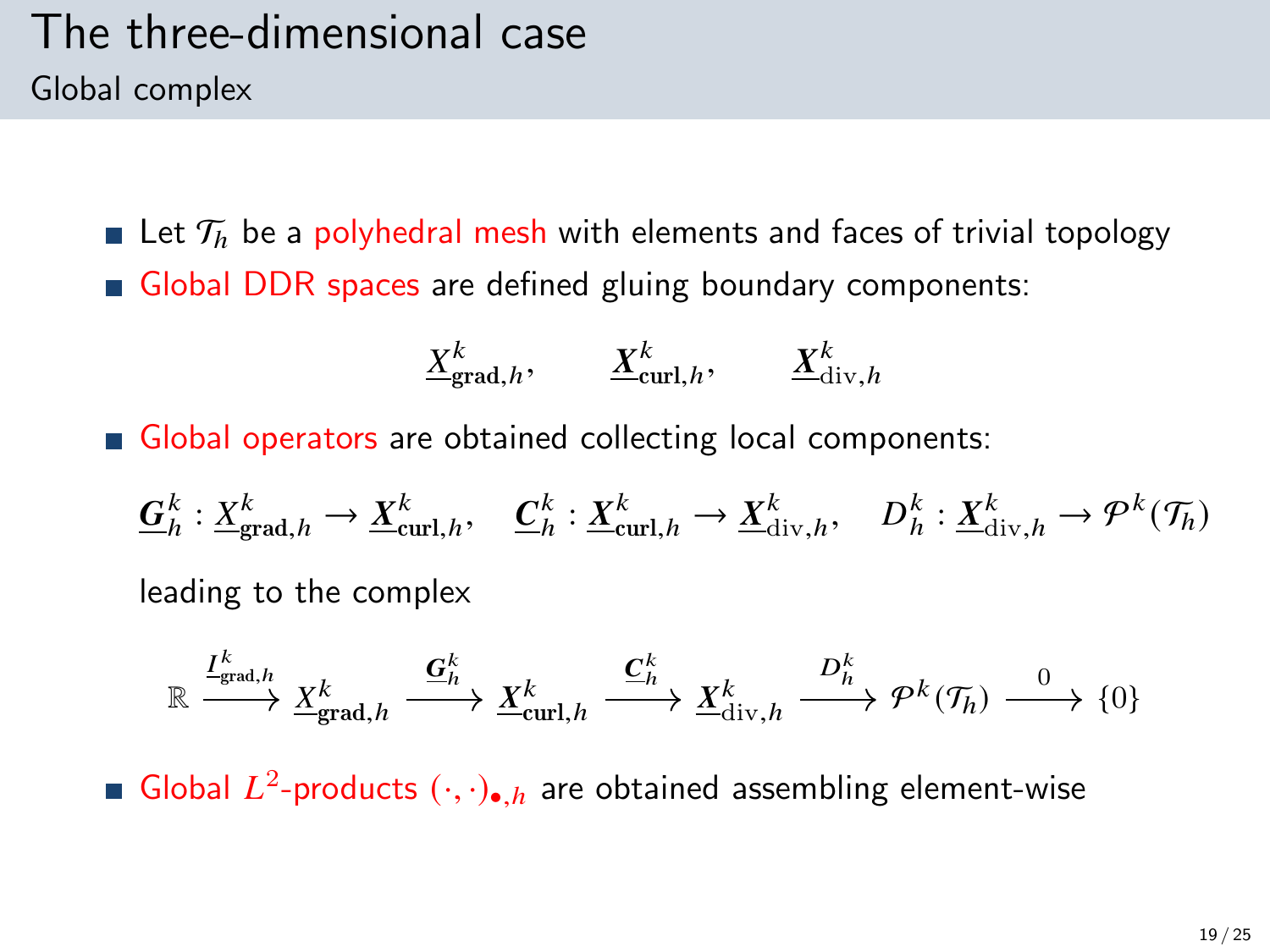# The three-dimensional case

## Global complex

- Let $\mathcal{T}_h$ be a polyhedral mesh with elements and faces of trivial topology
- Global DDR spaces are defined gluing boundary components:

$$\underline{X}^k_{\mathbf{grad},h}, \qquad \underline{\boldsymbol{X}}^k_{\mathbf{curl},h}, \qquad \underline{\boldsymbol{X}}^k_{\mathrm{div},h}$$

- Global operators are obtained collecting local components:

$$\underline{\boldsymbol{G}}^k_h : \underline{X}^k_{\mathbf{grad},h} \to \underline{\boldsymbol{X}}^k_{\mathbf{curl},h}, \quad \underline{\boldsymbol{C}}^k_h : \underline{\boldsymbol{X}}^k_{\mathbf{curl},h} \to \underline{\boldsymbol{X}}^k_{\mathrm{div},h}, \quad D^k_h : \underline{\boldsymbol{X}}^k_{\mathrm{div},h} \to \mathcal{P}^k(\mathcal{T}_h)$$

  leading to the complex

$$\mathbb{R} \xrightarrow{\underline{I}^k_{\mathrm{grad},h}} \underline{X}^k_{\mathbf{grad},h} \xrightarrow{\underline{\boldsymbol{G}}^k_h} \underline{\boldsymbol{X}}^k_{\mathbf{curl},h} \xrightarrow{\underline{\boldsymbol{C}}^k_h} \underline{\boldsymbol{X}}^k_{\mathrm{div},h} \xrightarrow{D^k_h} \mathcal{P}^k(\mathcal{T}_h) \xrightarrow{0} \{0\}$$

- Global $L^2$-products $(\cdot,\cdot)_{\bullet,h}$ are obtained assembling element-wise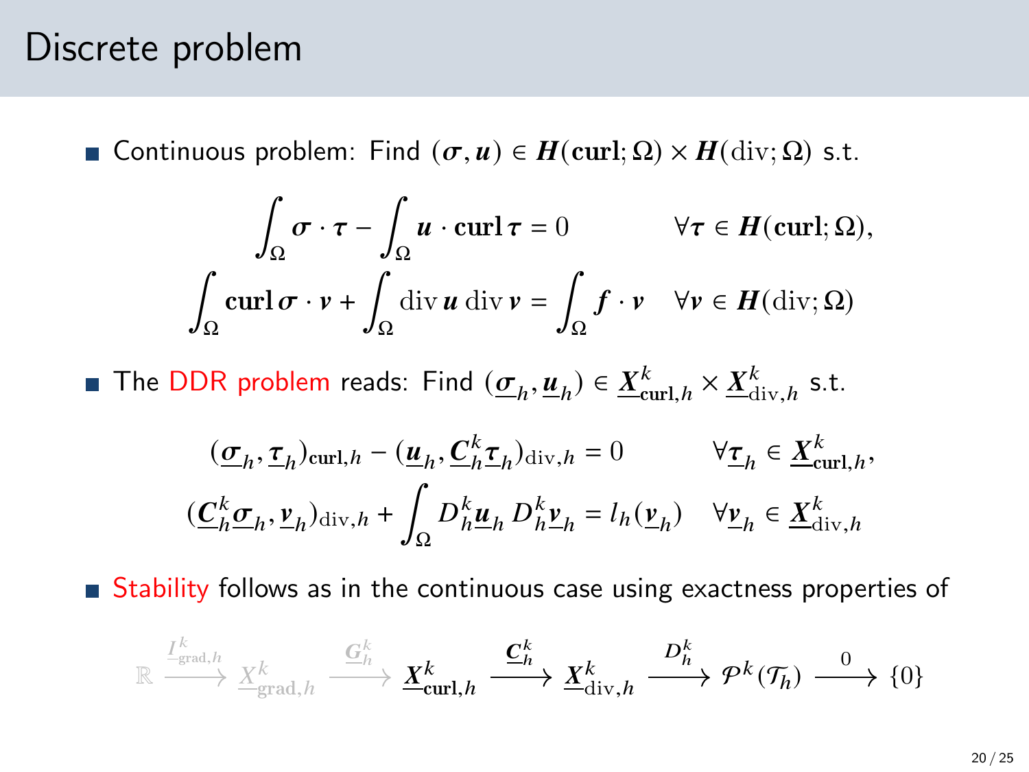# Discrete problem

- Continuous problem: Find $(\boldsymbol{\sigma}, \boldsymbol{u}) \in \boldsymbol{H}(\mathbf{curl};\Omega) \times \boldsymbol{H}(\mathrm{div};\Omega)$ s.t.

$$
\begin{aligned}
\int_\Omega \boldsymbol{\sigma}\cdot\boldsymbol{\tau} - \int_\Omega \boldsymbol{u}\cdot\mathbf{curl}\,\boldsymbol{\tau} &= 0 && \forall \boldsymbol{\tau} \in \boldsymbol{H}(\mathbf{curl};\Omega),\\
\int_\Omega \mathbf{curl}\,\boldsymbol{\sigma}\cdot\boldsymbol{v} + \int_\Omega \mathrm{div}\,\boldsymbol{u}\,\mathrm{div}\,\boldsymbol{v} &= \int_\Omega \boldsymbol{f}\cdot\boldsymbol{v} && \forall \boldsymbol{v} \in \boldsymbol{H}(\mathrm{div};\Omega)
\end{aligned}
$$

- The DDR problem reads: Find $(\underline{\boldsymbol{\sigma}}_h, \underline{\boldsymbol{u}}_h) \in \underline{\boldsymbol{X}}_{\mathbf{curl},h}^k \times \underline{\boldsymbol{X}}_{\mathrm{div},h}^k$ s.t.

$$
\begin{aligned}
(\underline{\boldsymbol{\sigma}}_h, \underline{\boldsymbol{\tau}}_h)_{\mathbf{curl},h} - (\underline{\boldsymbol{u}}_h, \underline{\boldsymbol{C}}_h^k\underline{\boldsymbol{\tau}}_h)_{\mathrm{div},h} &= 0 && \forall \underline{\boldsymbol{\tau}}_h \in \underline{\boldsymbol{X}}_{\mathbf{curl},h}^k,\\
(\underline{\boldsymbol{C}}_h^k\underline{\boldsymbol{\sigma}}_h, \underline{\boldsymbol{v}}_h)_{\mathrm{div},h} + \int_\Omega D_h^k\underline{\boldsymbol{u}}_h\, D_h^k\underline{\boldsymbol{v}}_h &= l_h(\underline{\boldsymbol{v}}_h) && \forall \underline{\boldsymbol{v}}_h \in \underline{\boldsymbol{X}}_{\mathrm{div},h}^k
\end{aligned}
$$

- Stability follows as in the continuous case using exactness properties of

$$
\mathbb{R} \xrightarrow{\underline{I}_{\mathrm{grad},h}^k} \underline{X}_{\mathrm{grad},h}^k \xrightarrow{\underline{\boldsymbol{G}}_h^k} \underline{\boldsymbol{X}}_{\mathbf{curl},h}^k \xrightarrow{\underline{\boldsymbol{C}}_h^k} \underline{\boldsymbol{X}}_{\mathrm{div},h}^k \xrightarrow{D_h^k} \mathcal{P}^k(\mathcal{T}_h) \xrightarrow{0} \{0\}
$$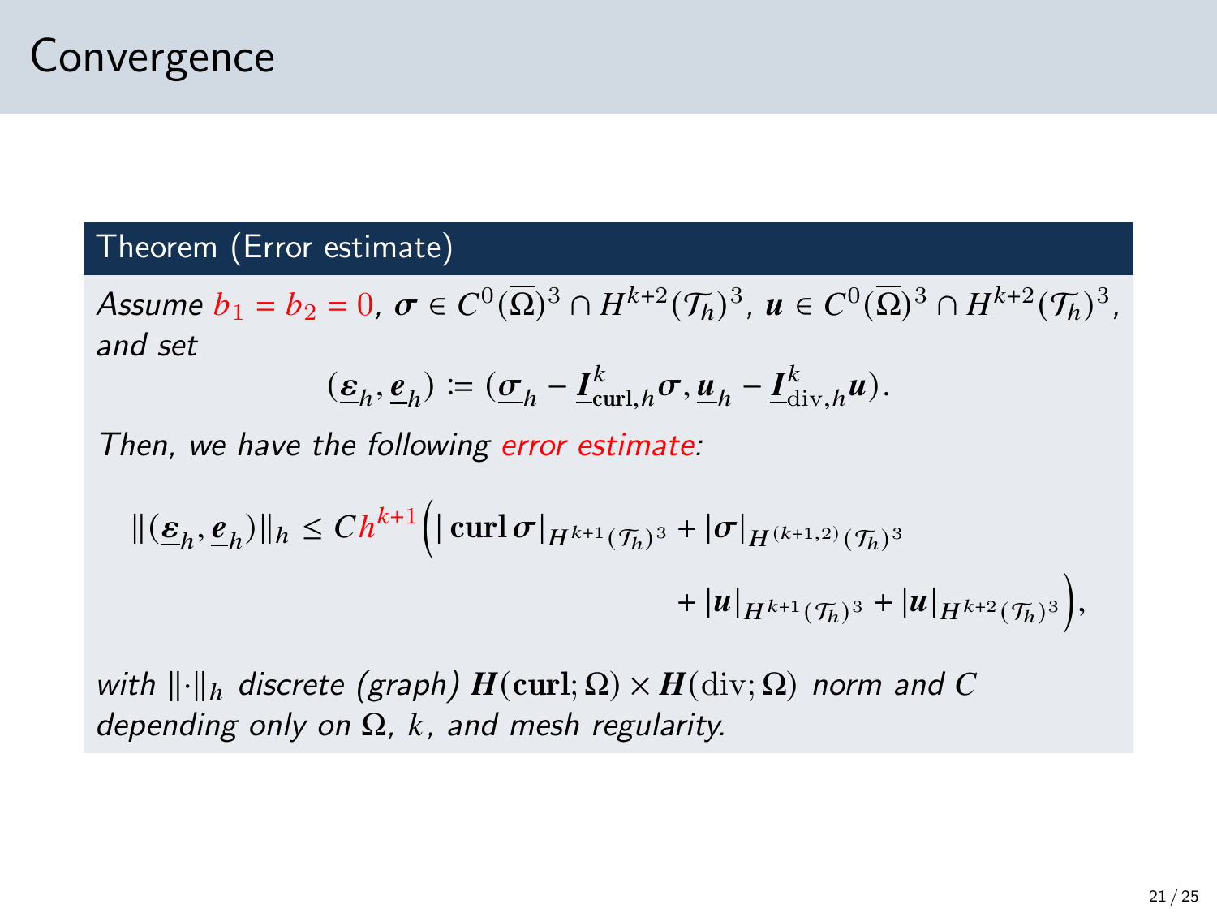# Convergence

**Theorem (Error estimate)**

*Assume* $b_1 = b_2 = 0$, $\boldsymbol{\sigma} \in C^0(\overline{\Omega})^3 \cap H^{k+2}(\mathcal{T}_h)^3$, $\boldsymbol{u} \in C^0(\overline{\Omega})^3 \cap H^{k+2}(\mathcal{T}_h)^3$, *and set*

$$(\underline{\boldsymbol{\varepsilon}}_h, \underline{\boldsymbol{e}}_h) := (\underline{\boldsymbol{\sigma}}_h - \underline{\boldsymbol{I}}^k_{\mathbf{curl},h}\boldsymbol{\sigma}, \underline{\boldsymbol{u}}_h - \underline{\boldsymbol{I}}^k_{\mathrm{div},h}\boldsymbol{u}).$$

*Then, we have the following error estimate:*

$$\|(\underline{\boldsymbol{\varepsilon}}_h, \underline{\boldsymbol{e}}_h)\|_h \leq C h^{k+1}\Big(|\,\mathbf{curl}\,\boldsymbol{\sigma}|_{H^{k+1}(\mathcal{T}_h)^3} + |\boldsymbol{\sigma}|_{H^{(k+1,2)}(\mathcal{T}_h)^3} + |\boldsymbol{u}|_{H^{k+1}(\mathcal{T}_h)^3} + |\boldsymbol{u}|_{H^{k+2}(\mathcal{T}_h)^3}\Big),$$

*with* $\|\cdot\|_h$ *discrete (graph)* $\boldsymbol{H}(\mathbf{curl};\Omega) \times \boldsymbol{H}(\mathrm{div};\Omega)$ *norm and* $C$ *depending only on* $\Omega$, $k$, *and mesh regularity.*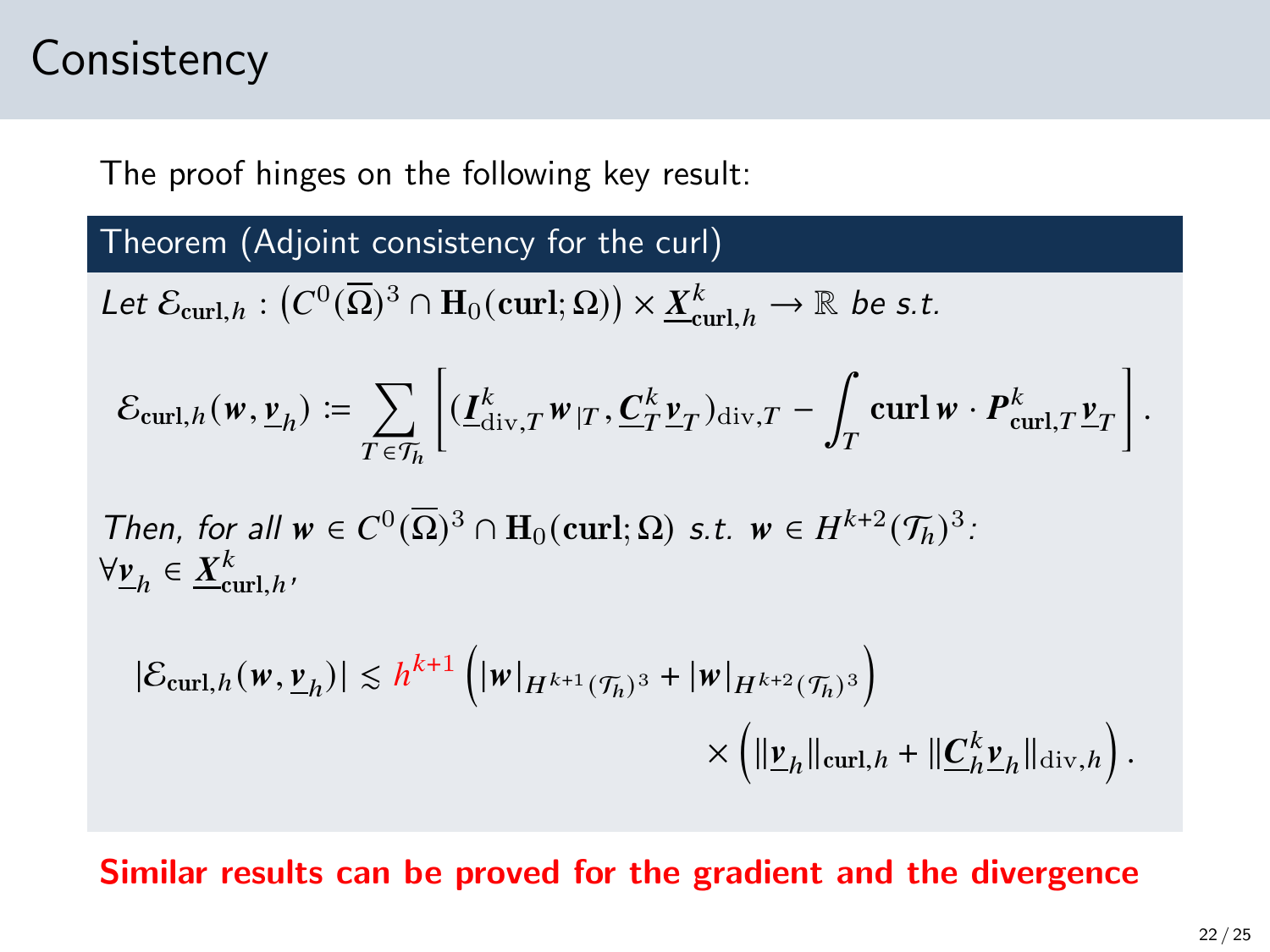# Consistency

The proof hinges on the following key result:

**Theorem (Adjoint consistency for the curl)**

*Let* $\mathcal{E}_{\mathbf{curl},h} : \left(C^0(\overline{\Omega})^3 \cap \mathbf{H}_0(\mathbf{curl};\Omega)\right) \times \underline{\boldsymbol{X}}^k_{\mathbf{curl},h} \to \mathbb{R}$ *be s.t.*

$$\mathcal{E}_{\mathbf{curl},h}(\boldsymbol{w},\underline{\boldsymbol{v}}_h) \coloneqq \sum_{T\in\mathcal{T}_h}\left[(\underline{\boldsymbol{I}}^k_{\mathrm{div},T}\boldsymbol{w}_{|T},\underline{\boldsymbol{C}}^k_T\underline{\boldsymbol{v}}_T)_{\mathrm{div},T} - \int_T \mathbf{curl}\,\boldsymbol{w}\cdot\boldsymbol{P}^k_{\mathbf{curl},T}\underline{\boldsymbol{v}}_T\right].$$

*Then, for all* $\boldsymbol{w}\in C^0(\overline{\Omega})^3\cap\mathbf{H}_0(\mathbf{curl};\Omega)$ *s.t.* $\boldsymbol{w}\in H^{k+2}(\mathcal{T}_h)^3$*:* $\forall\underline{\boldsymbol{v}}_h\in\underline{\boldsymbol{X}}^k_{\mathbf{curl},h}$,

$$|\mathcal{E}_{\mathbf{curl},h}(\boldsymbol{w},\underline{\boldsymbol{v}}_h)| \lesssim h^{k+1}\left(|\boldsymbol{w}|_{H^{k+1}(\mathcal{T}_h)^3}+|\boldsymbol{w}|_{H^{k+2}(\mathcal{T}_h)^3}\right) \times\left(\|\underline{\boldsymbol{v}}_h\|_{\mathbf{curl},h}+\|\underline{\boldsymbol{C}}^k_h\underline{\boldsymbol{v}}_h\|_{\mathrm{div},h}\right).$$

**Similar results can be proved for the gradient and the divergence**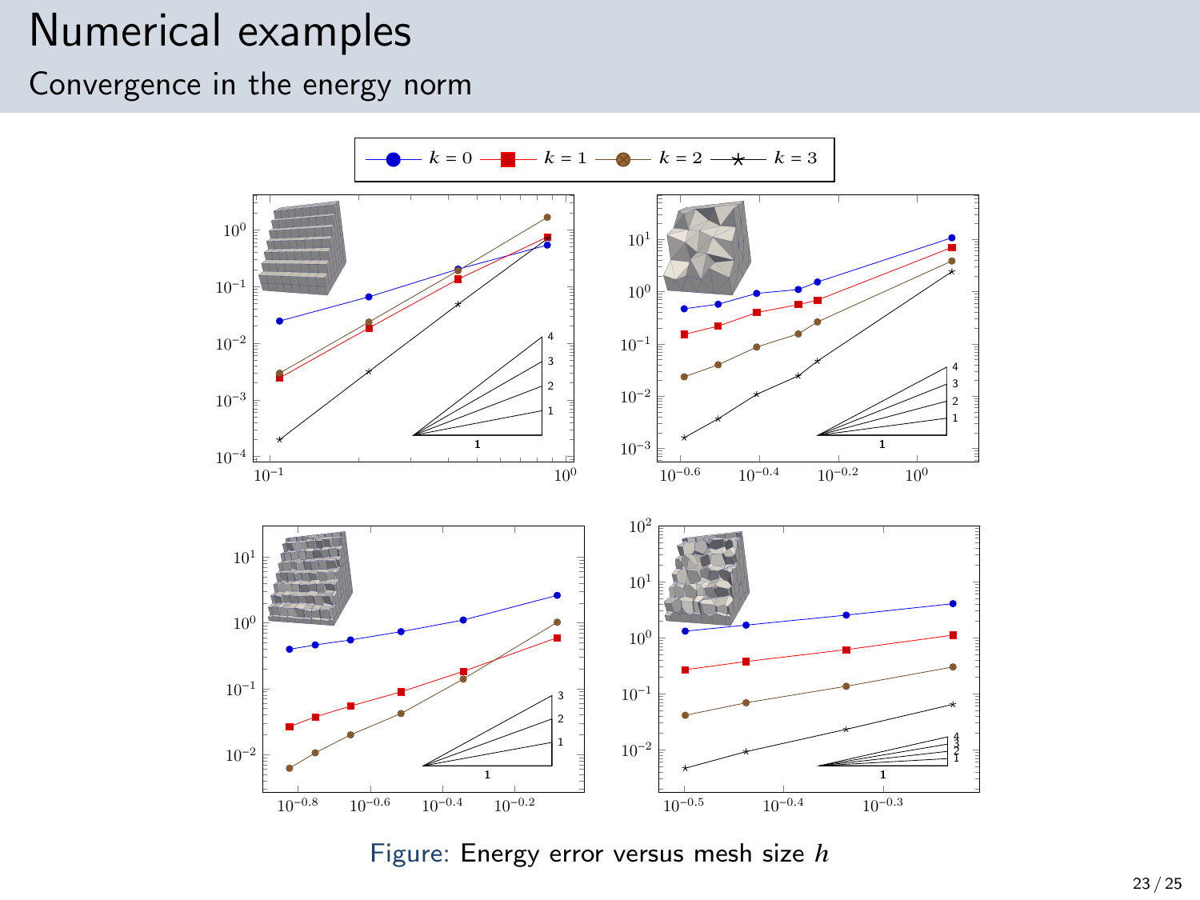# Numerical examples

## Convergence in the energy norm

Figure: Energy error versus mesh size $h$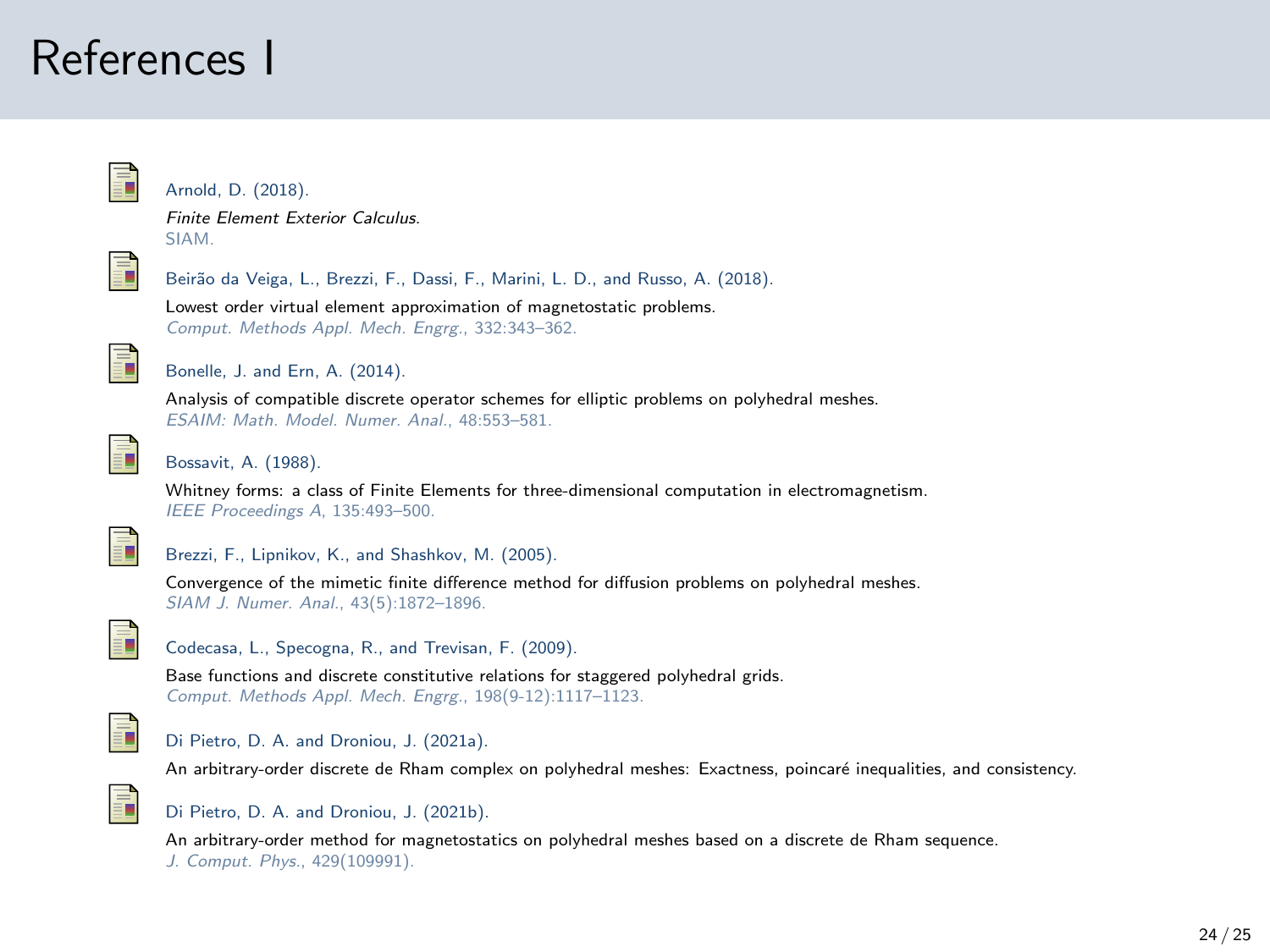# References I

Arnold, D. (2018).
*Finite Element Exterior Calculus.*
SIAM.

Beirão da Veiga, L., Brezzi, F., Dassi, F., Marini, L. D., and Russo, A. (2018).
Lowest order virtual element approximation of magnetostatic problems.
*Comput. Methods Appl. Mech. Engrg.*, 332:343–362.

Bonelle, J. and Ern, A. (2014).
Analysis of compatible discrete operator schemes for elliptic problems on polyhedral meshes.
*ESAIM: Math. Model. Numer. Anal.*, 48:553–581.

Bossavit, A. (1988).
Whitney forms: a class of Finite Elements for three-dimensional computation in electromagnetism.
*IEEE Proceedings A*, 135:493–500.

Brezzi, F., Lipnikov, K., and Shashkov, M. (2005).
Convergence of the mimetic finite difference method for diffusion problems on polyhedral meshes.
*SIAM J. Numer. Anal.*, 43(5):1872–1896.

Codecasa, L., Specogna, R., and Trevisan, F. (2009).
Base functions and discrete constitutive relations for staggered polyhedral grids.
*Comput. Methods Appl. Mech. Engrg.*, 198(9-12):1117–1123.

Di Pietro, D. A. and Droniou, J. (2021a).
An arbitrary-order discrete de Rham complex on polyhedral meshes: Exactness, poincaré inequalities, and consistency.

Di Pietro, D. A. and Droniou, J. (2021b).
An arbitrary-order method for magnetostatics on polyhedral meshes based on a discrete de Rham sequence.
*J. Comput. Phys.*, 429(109991).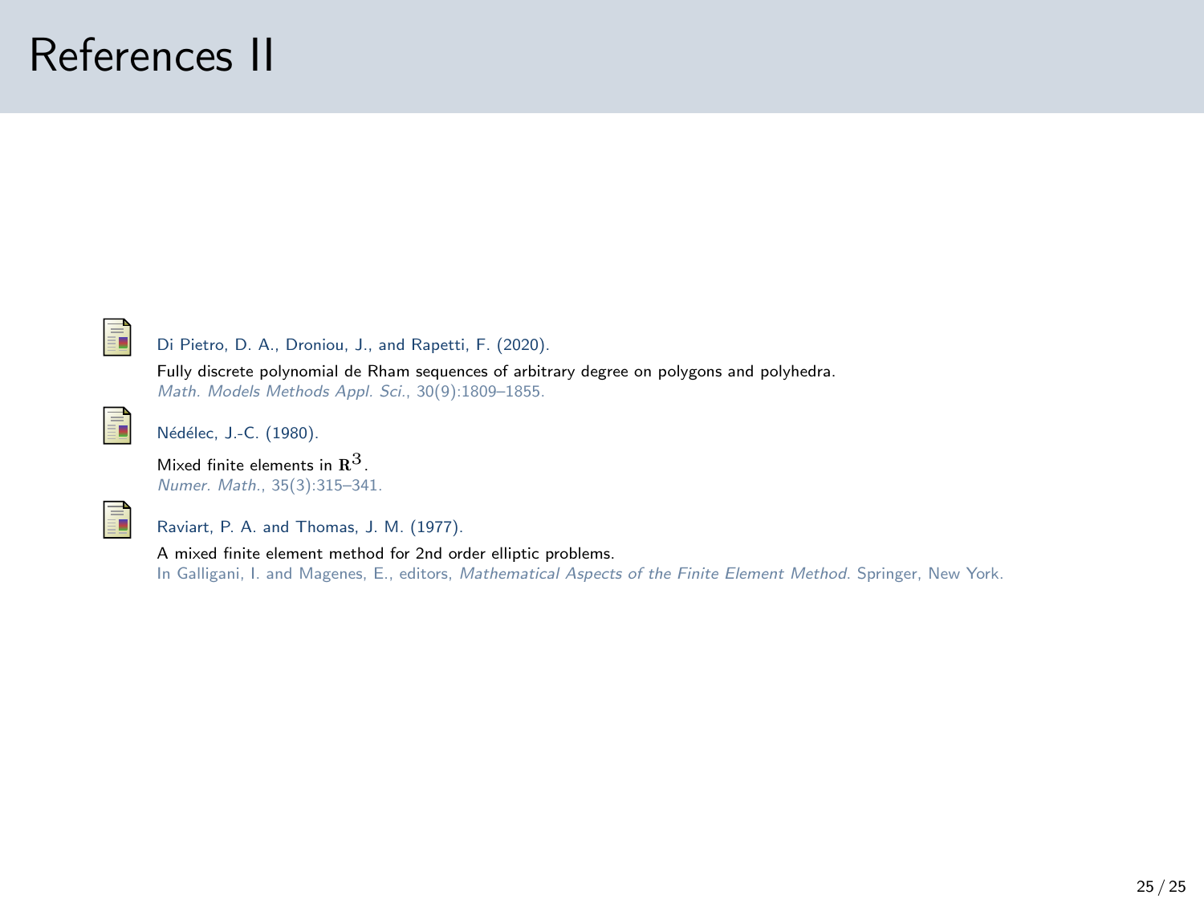# References II

Di Pietro, D. A., Droniou, J., and Rapetti, F. (2020).

Fully discrete polynomial de Rham sequences of arbitrary degree on polygons and polyhedra.
*Math. Models Methods Appl. Sci.*, 30(9):1809–1855.

Nédélec, J.-C. (1980).

Mixed finite elements in $\mathbf{R}^3$.
*Numer. Math.*, 35(3):315–341.

Raviart, P. A. and Thomas, J. M. (1977).

A mixed finite element method for 2nd order elliptic problems.
In Galligani, I. and Magenes, E., editors, *Mathematical Aspects of the Finite Element Method*. Springer, New York.